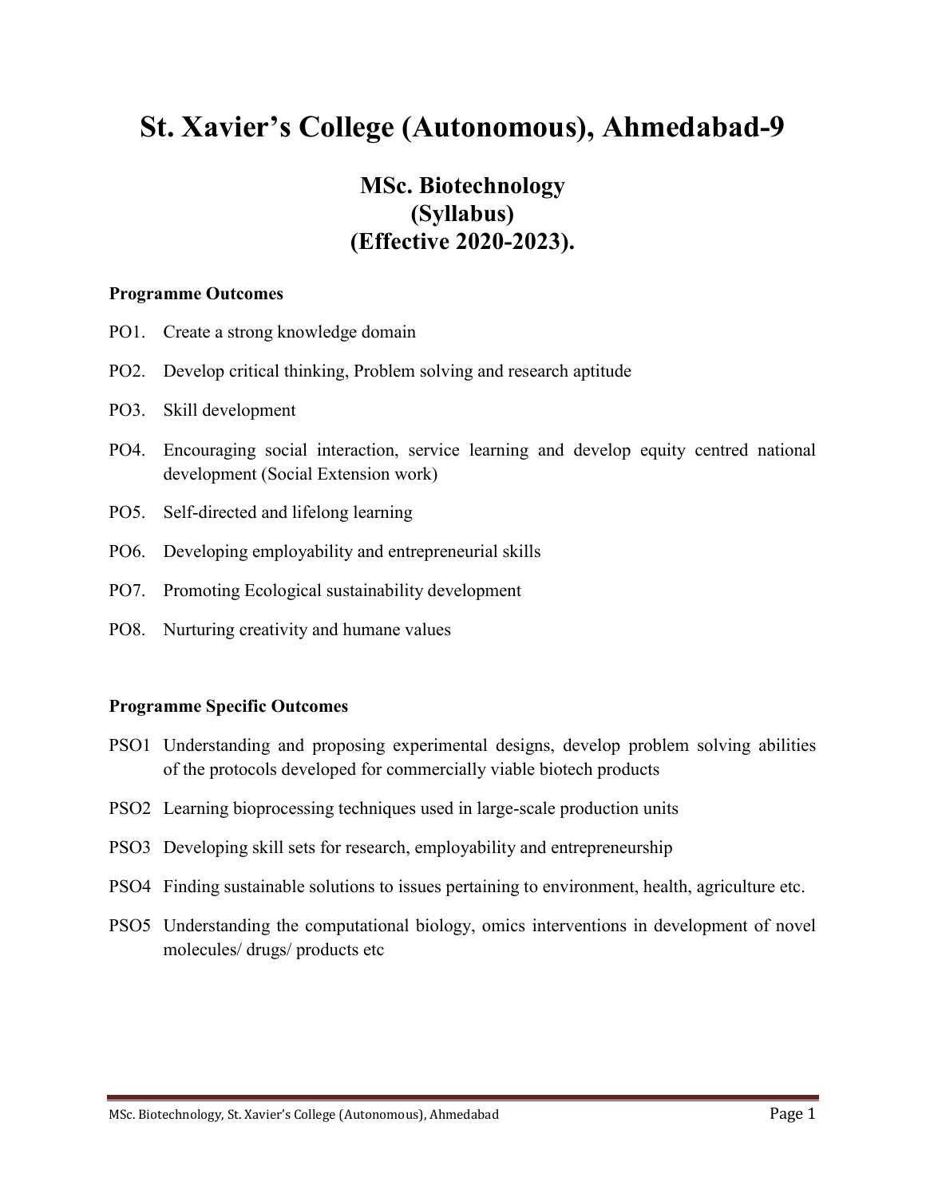# St. Xavier's College (Autonomous), Ahmedabad-9

## MSc. Biotechnology
## (Syllabus)
## (Effective 2020-2023).

**Programme Outcomes**

PO1. Create a strong knowledge domain

PO2. Develop critical thinking, Problem solving and research aptitude

PO3. Skill development

PO4. Encouraging social interaction, service learning and develop equity centred national development (Social Extension work)

PO5. Self-directed and lifelong learning

PO6. Developing employability and entrepreneurial skills

PO7. Promoting Ecological sustainability development

PO8. Nurturing creativity and humane values

**Programme Specific Outcomes**

PSO1 Understanding and proposing experimental designs, develop problem solving abilities of the protocols developed for commercially viable biotech products

PSO2 Learning bioprocessing techniques used in large-scale production units

PSO3 Developing skill sets for research, employability and entrepreneurship

PSO4 Finding sustainable solutions to issues pertaining to environment, health, agriculture etc.

PSO5 Understanding the computational biology, omics interventions in development of novel molecules/ drugs/ products etc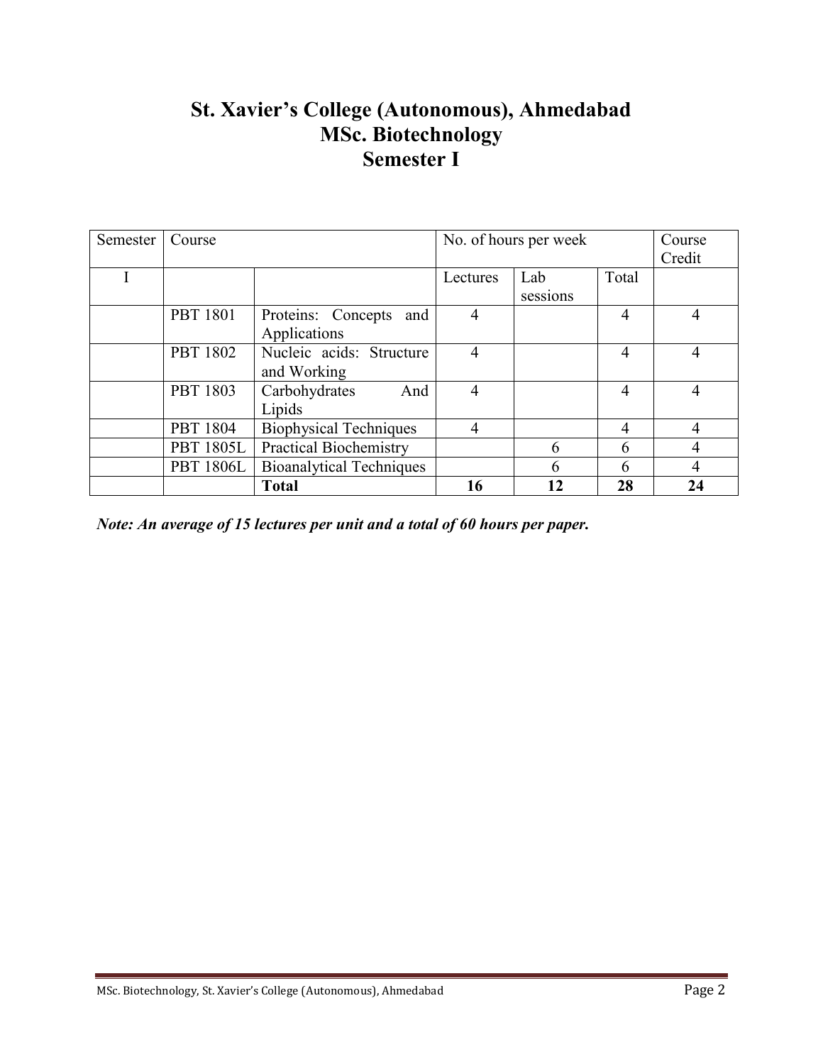# St. Xavier's College (Autonomous), Ahmedabad
# MSc. Biotechnology
# Semester I

| Semester | Course | | No. of hours per week | | | Course Credit |
|---|---|---|---|---|---|---|
| I | | | Lectures | Lab sessions | Total | |
| | PBT 1801 | Proteins: Concepts and Applications | 4 | | 4 | 4 |
| | PBT 1802 | Nucleic acids: Structure and Working | 4 | | 4 | 4 |
| | PBT 1803 | Carbohydrates And Lipids | 4 | | 4 | 4 |
| | PBT 1804 | Biophysical Techniques | 4 | | 4 | 4 |
| | PBT 1805L | Practical Biochemistry | | 6 | 6 | 4 |
| | PBT 1806L | Bioanalytical Techniques | | 6 | 6 | 4 |
| | | **Total** | **16** | **12** | **28** | **24** |

***Note: An average of 15 lectures per unit and a total of 60 hours per paper.***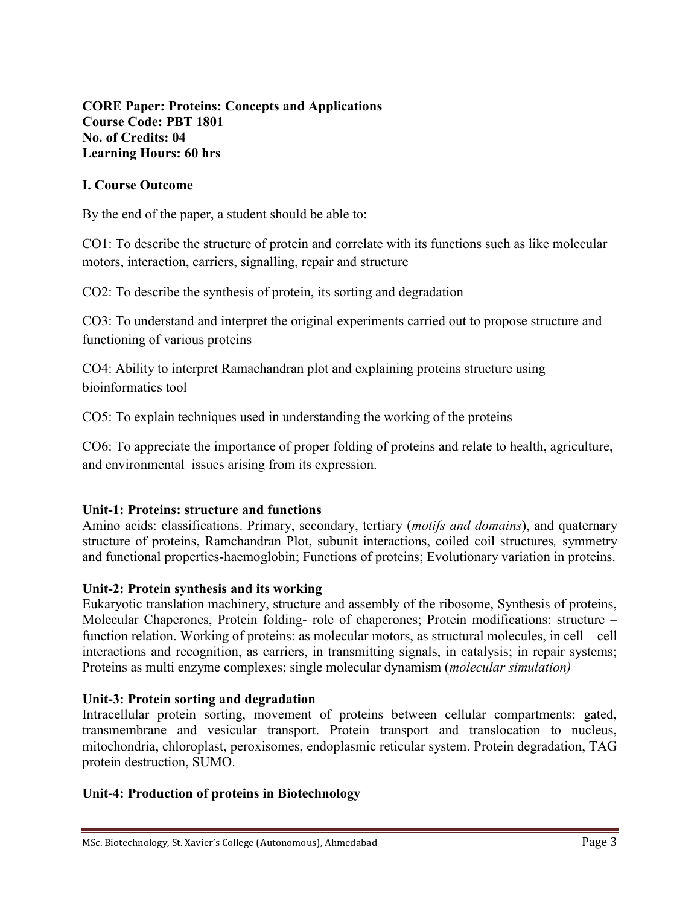**CORE Paper: Proteins: Concepts and Applications**
**Course Code: PBT 1801**
**No. of Credits: 04**
**Learning Hours: 60 hrs**

## I. Course Outcome

By the end of the paper, a student should be able to:

CO1: To describe the structure of protein and correlate with its functions such as like molecular motors, interaction, carriers, signalling, repair and structure

CO2: To describe the synthesis of protein, its sorting and degradation

CO3: To understand and interpret the original experiments carried out to propose structure and functioning of various proteins

CO4: Ability to interpret Ramachandran plot and explaining proteins structure using bioinformatics tool

CO5: To explain techniques used in understanding the working of the proteins

CO6: To appreciate the importance of proper folding of proteins and relate to health, agriculture, and environmental issues arising from its expression.

### Unit-1: Proteins: structure and functions

Amino acids: classifications. Primary, secondary, tertiary (*motifs and domains*), and quaternary structure of proteins, Ramchandran Plot, subunit interactions, coiled coil structures*,* symmetry and functional properties-haemoglobin; Functions of proteins; Evolutionary variation in proteins.

### Unit-2: Protein synthesis and its working

Eukaryotic translation machinery, structure and assembly of the ribosome, Synthesis of proteins, Molecular Chaperones, Protein folding- role of chaperones; Protein modifications: structure – function relation. Working of proteins: as molecular motors, as structural molecules, in cell – cell interactions and recognition, as carriers, in transmitting signals, in catalysis; in repair systems; Proteins as multi enzyme complexes; single molecular dynamism (*molecular simulation)*

### Unit-3: Protein sorting and degradation

Intracellular protein sorting, movement of proteins between cellular compartments: gated, transmembrane and vesicular transport. Protein transport and translocation to nucleus, mitochondria, chloroplast, peroxisomes, endoplasmic reticular system. Protein degradation, TAG protein destruction, SUMO.

### Unit-4: Production of proteins in Biotechnology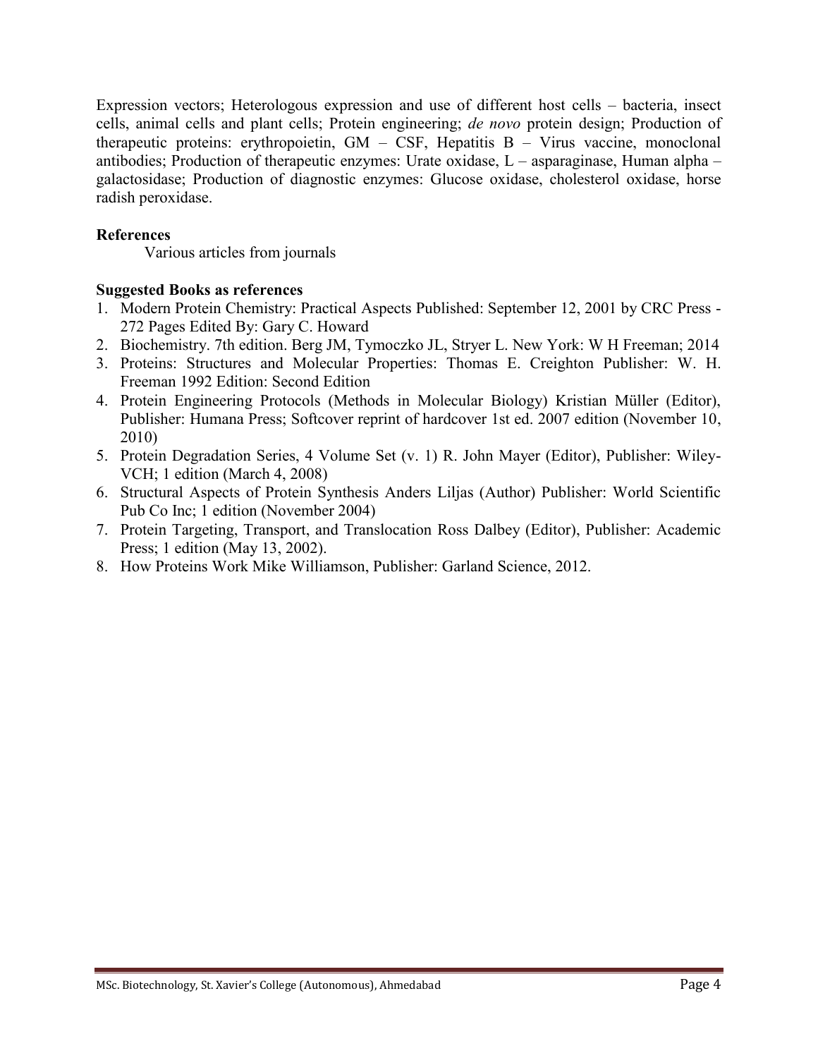Expression vectors; Heterologous expression and use of different host cells – bacteria, insect cells, animal cells and plant cells; Protein engineering; *de novo* protein design; Production of therapeutic proteins: erythropoietin, GM – CSF, Hepatitis B – Virus vaccine, monoclonal antibodies; Production of therapeutic enzymes: Urate oxidase, L – asparaginase, Human alpha – galactosidase; Production of diagnostic enzymes: Glucose oxidase, cholesterol oxidase, horse radish peroxidase.

**References**

Various articles from journals

**Suggested Books as references**

1. Modern Protein Chemistry: Practical Aspects Published: September 12, 2001 by CRC Press - 272 Pages Edited By: Gary C. Howard
2. Biochemistry. 7th edition. Berg JM, Tymoczko JL, Stryer L. New York: W H Freeman; 2014
3. Proteins: Structures and Molecular Properties: Thomas E. Creighton Publisher: W. H. Freeman 1992 Edition: Second Edition
4. Protein Engineering Protocols (Methods in Molecular Biology) Kristian Müller (Editor), Publisher: Humana Press; Softcover reprint of hardcover 1st ed. 2007 edition (November 10, 2010)
5. Protein Degradation Series, 4 Volume Set (v. 1) R. John Mayer (Editor), Publisher: Wiley-VCH; 1 edition (March 4, 2008)
6. Structural Aspects of Protein Synthesis Anders Liljas (Author) Publisher: World Scientific Pub Co Inc; 1 edition (November 2004)
7. Protein Targeting, Transport, and Translocation Ross Dalbey (Editor), Publisher: Academic Press; 1 edition (May 13, 2002).
8. How Proteins Work Mike Williamson, Publisher: Garland Science, 2012.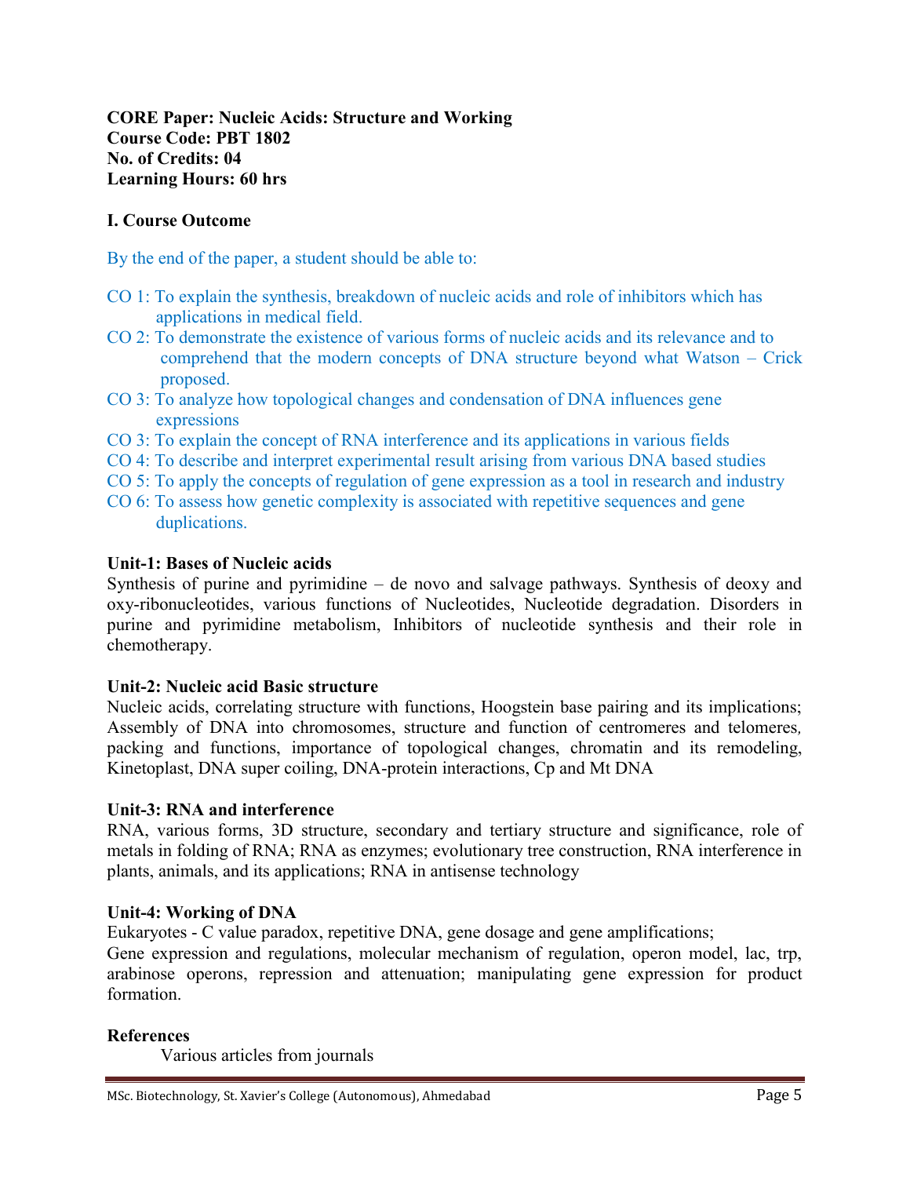**CORE Paper: Nucleic Acids: Structure and Working**
**Course Code: PBT 1802**
**No. of Credits: 04**
**Learning Hours: 60 hrs**

**I. Course Outcome**

By the end of the paper, a student should be able to:

- CO 1: To explain the synthesis, breakdown of nucleic acids and role of inhibitors which has applications in medical field.
- CO 2: To demonstrate the existence of various forms of nucleic acids and its relevance and to comprehend that the modern concepts of DNA structure beyond what Watson – Crick proposed.
- CO 3: To analyze how topological changes and condensation of DNA influences gene expressions
- CO 3: To explain the concept of RNA interference and its applications in various fields
- CO 4: To describe and interpret experimental result arising from various DNA based studies
- CO 5: To apply the concepts of regulation of gene expression as a tool in research and industry
- CO 6: To assess how genetic complexity is associated with repetitive sequences and gene duplications.

**Unit-1: Bases of Nucleic acids**

Synthesis of purine and pyrimidine – de novo and salvage pathways. Synthesis of deoxy and oxy-ribonucleotides, various functions of Nucleotides, Nucleotide degradation. Disorders in purine and pyrimidine metabolism, Inhibitors of nucleotide synthesis and their role in chemotherapy.

**Unit-2: Nucleic acid Basic structure**

Nucleic acids, correlating structure with functions, Hoogstein base pairing and its implications; Assembly of DNA into chromosomes, structure and function of centromeres and telomeres, packing and functions, importance of topological changes, chromatin and its remodeling, Kinetoplast, DNA super coiling, DNA-protein interactions, Cp and Mt DNA

**Unit-3: RNA and interference**

RNA, various forms, 3D structure, secondary and tertiary structure and significance, role of metals in folding of RNA; RNA as enzymes; evolutionary tree construction, RNA interference in plants, animals, and its applications; RNA in antisense technology

**Unit-4: Working of DNA**

Eukaryotes - C value paradox, repetitive DNA, gene dosage and gene amplifications;
Gene expression and regulations, molecular mechanism of regulation, operon model, lac, trp, arabinose operons, repression and attenuation; manipulating gene expression for product formation.

**References**

Various articles from journals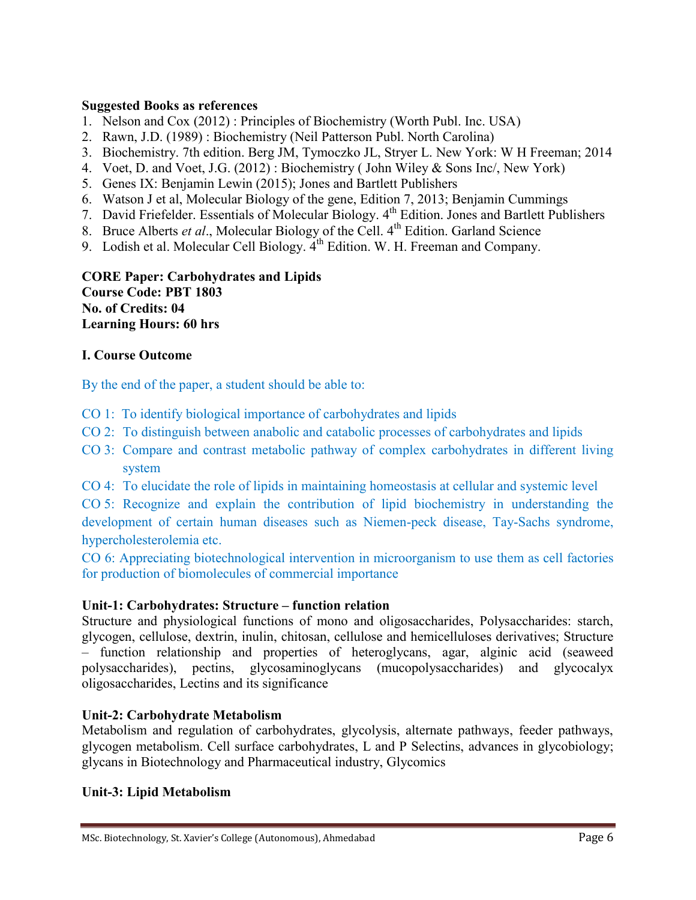**Suggested Books as references**

1. Nelson and Cox (2012) : Principles of Biochemistry (Worth Publ. Inc. USA)
2. Rawn, J.D. (1989) : Biochemistry (Neil Patterson Publ. North Carolina)
3. Biochemistry. 7th edition. Berg JM, Tymoczko JL, Stryer L. New York: W H Freeman; 2014
4. Voet, D. and Voet, J.G. (2012) : Biochemistry ( John Wiley & Sons Inc/, New York)
5. Genes IX: Benjamin Lewin (2015); Jones and Bartlett Publishers
6. Watson J et al, Molecular Biology of the gene, Edition 7, 2013; Benjamin Cummings
7. David Friefelder. Essentials of Molecular Biology. 4th Edition. Jones and Bartlett Publishers
8. Bruce Alberts *et al*., Molecular Biology of the Cell. 4th Edition. Garland Science
9. Lodish et al. Molecular Cell Biology. 4th Edition. W. H. Freeman and Company.

**CORE Paper: Carbohydrates and Lipids**
**Course Code: PBT 1803**
**No. of Credits: 04**
**Learning Hours: 60 hrs**

## I. Course Outcome

By the end of the paper, a student should be able to:

- CO 1: To identify biological importance of carbohydrates and lipids
- CO 2: To distinguish between anabolic and catabolic processes of carbohydrates and lipids
- CO 3: Compare and contrast metabolic pathway of complex carbohydrates in different living system
- CO 4: To elucidate the role of lipids in maintaining homeostasis at cellular and systemic level
- CO 5: Recognize and explain the contribution of lipid biochemistry in understanding the development of certain human diseases such as Niemen-peck disease, Tay-Sachs syndrome, hypercholesterolemia etc.
- CO 6: Appreciating biotechnological intervention in microorganism to use them as cell factories for production of biomolecules of commercial importance

### Unit-1: Carbohydrates: Structure – function relation

Structure and physiological functions of mono and oligosaccharides, Polysaccharides: starch, glycogen, cellulose, dextrin, inulin, chitosan, cellulose and hemicelluloses derivatives; Structure – function relationship and properties of heteroglycans, agar, alginic acid (seaweed polysaccharides), pectins, glycosaminoglycans (mucopolysaccharides) and glycocalyx oligosaccharides, Lectins and its significance

### Unit-2: Carbohydrate Metabolism

Metabolism and regulation of carbohydrates, glycolysis, alternate pathways, feeder pathways, glycogen metabolism. Cell surface carbohydrates, L and P Selectins, advances in glycobiology; glycans in Biotechnology and Pharmaceutical industry, Glycomics

### Unit-3: Lipid Metabolism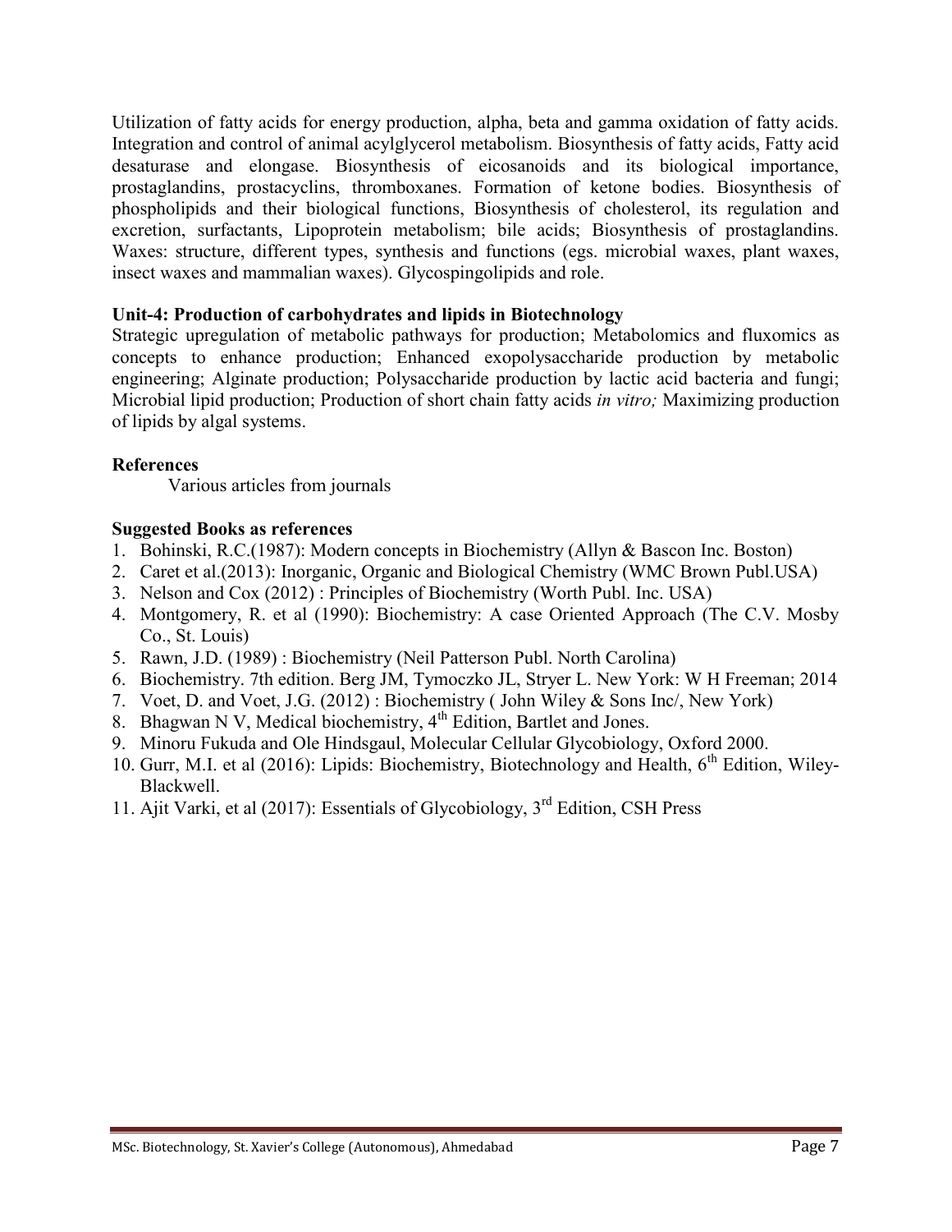Utilization of fatty acids for energy production, alpha, beta and gamma oxidation of fatty acids. Integration and control of animal acylglycerol metabolism. Biosynthesis of fatty acids, Fatty acid desaturase and elongase. Biosynthesis of eicosanoids and its biological importance, prostaglandins, prostacyclins, thromboxanes. Formation of ketone bodies. Biosynthesis of phospholipids and their biological functions, Biosynthesis of cholesterol, its regulation and excretion, surfactants, Lipoprotein metabolism; bile acids; Biosynthesis of prostaglandins. Waxes: structure, different types, synthesis and functions (egs. microbial waxes, plant waxes, insect waxes and mammalian waxes). Glycospingolipids and role.

**Unit-4: Production of carbohydrates and lipids in Biotechnology**

Strategic upregulation of metabolic pathways for production; Metabolomics and fluxomics as concepts to enhance production; Enhanced exopolysaccharide production by metabolic engineering; Alginate production; Polysaccharide production by lactic acid bacteria and fungi; Microbial lipid production; Production of short chain fatty acids *in vitro;* Maximizing production of lipids by algal systems.

**References**

Various articles from journals

**Suggested Books as references**

1. Bohinski, R.C.(1987): Modern concepts in Biochemistry (Allyn & Bascon Inc. Boston)
2. Caret et al.(2013): Inorganic, Organic and Biological Chemistry (WMC Brown Publ.USA)
3. Nelson and Cox (2012) : Principles of Biochemistry (Worth Publ. Inc. USA)
4. Montgomery, R. et al (1990): Biochemistry: A case Oriented Approach (The C.V. Mosby Co., St. Louis)
5. Rawn, J.D. (1989) : Biochemistry (Neil Patterson Publ. North Carolina)
6. Biochemistry. 7th edition. Berg JM, Tymoczko JL, Stryer L. New York: W H Freeman; 2014
7. Voet, D. and Voet, J.G. (2012) : Biochemistry ( John Wiley & Sons Inc/, New York)
8. Bhagwan N V, Medical biochemistry, 4th Edition, Bartlet and Jones.
9. Minoru Fukuda and Ole Hindsgaul, Molecular Cellular Glycobiology, Oxford 2000.
10. Gurr, M.I. et al (2016): Lipids: Biochemistry, Biotechnology and Health, 6th Edition, Wiley-Blackwell.
11. Ajit Varki, et al (2017): Essentials of Glycobiology, 3rd Edition, CSH Press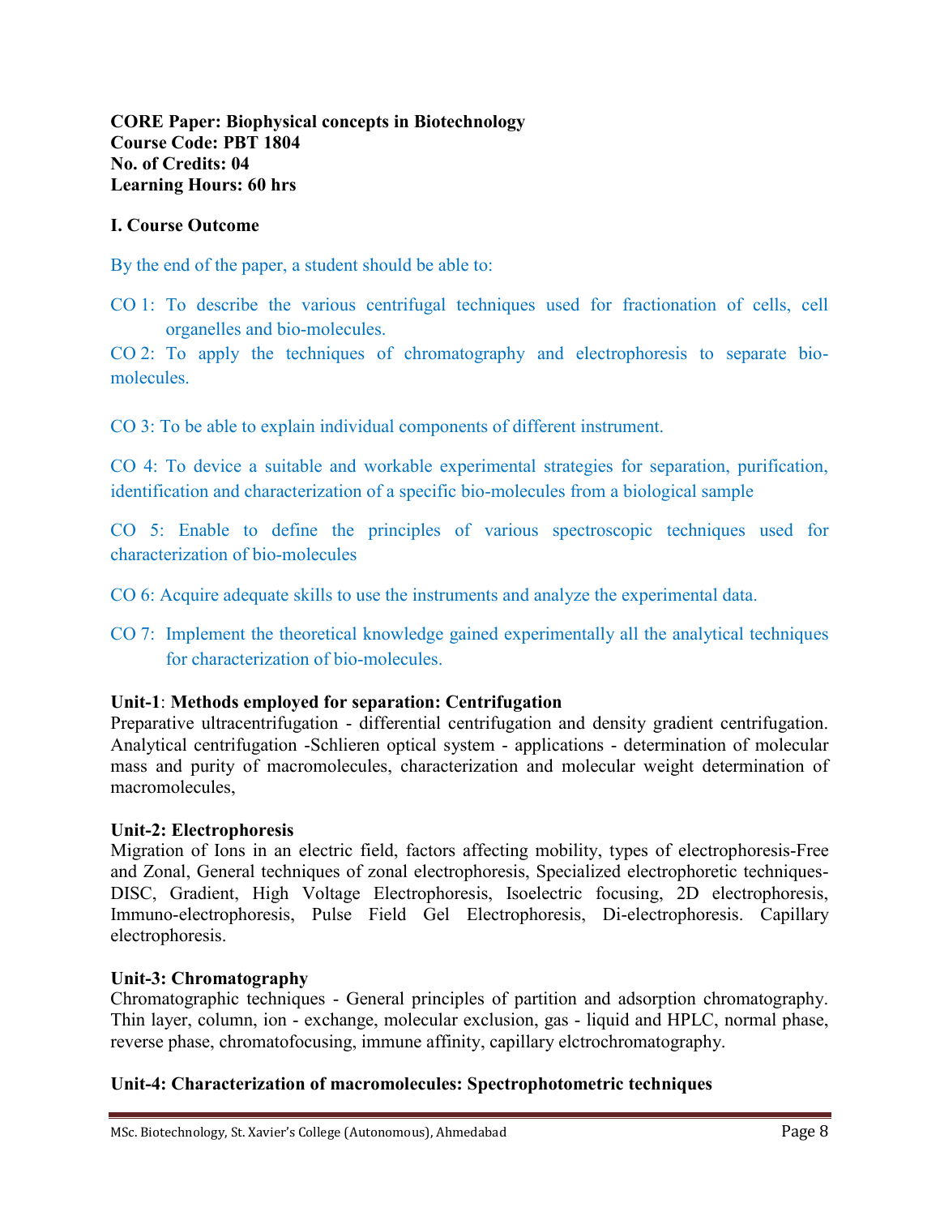**CORE Paper: Biophysical concepts in Biotechnology**
**Course Code: PBT 1804**
**No. of Credits: 04**
**Learning Hours: 60 hrs**

**I. Course Outcome**

By the end of the paper, a student should be able to:

CO 1: To describe the various centrifugal techniques used for fractionation of cells, cell organelles and bio-molecules.

CO 2: To apply the techniques of chromatography and electrophoresis to separate bio-molecules.

CO 3: To be able to explain individual components of different instrument.

CO 4: To device a suitable and workable experimental strategies for separation, purification, identification and characterization of a specific bio-molecules from a biological sample

CO 5: Enable to define the principles of various spectroscopic techniques used for characterization of bio-molecules

CO 6: Acquire adequate skills to use the instruments and analyze the experimental data.

CO 7: Implement the theoretical knowledge gained experimentally all the analytical techniques for characterization of bio-molecules.

**Unit-1**: **Methods employed for separation: Centrifugation**
Preparative ultracentrifugation - differential centrifugation and density gradient centrifugation. Analytical centrifugation -Schlieren optical system - applications - determination of molecular mass and purity of macromolecules, characterization and molecular weight determination of macromolecules,

**Unit-2: Electrophoresis**
Migration of Ions in an electric field, factors affecting mobility, types of electrophoresis-Free and Zonal, General techniques of zonal electrophoresis, Specialized electrophoretic techniques- DISC, Gradient, High Voltage Electrophoresis, Isoelectric focusing, 2D electrophoresis, Immuno-electrophoresis, Pulse Field Gel Electrophoresis, Di-electrophoresis. Capillary electrophoresis.

**Unit-3: Chromatography**
Chromatographic techniques - General principles of partition and adsorption chromatography. Thin layer, column, ion - exchange, molecular exclusion, gas - liquid and HPLC, normal phase, reverse phase, chromatofocusing, immune affinity, capillary elctrochromatography.

**Unit-4: Characterization of macromolecules: Spectrophotometric techniques**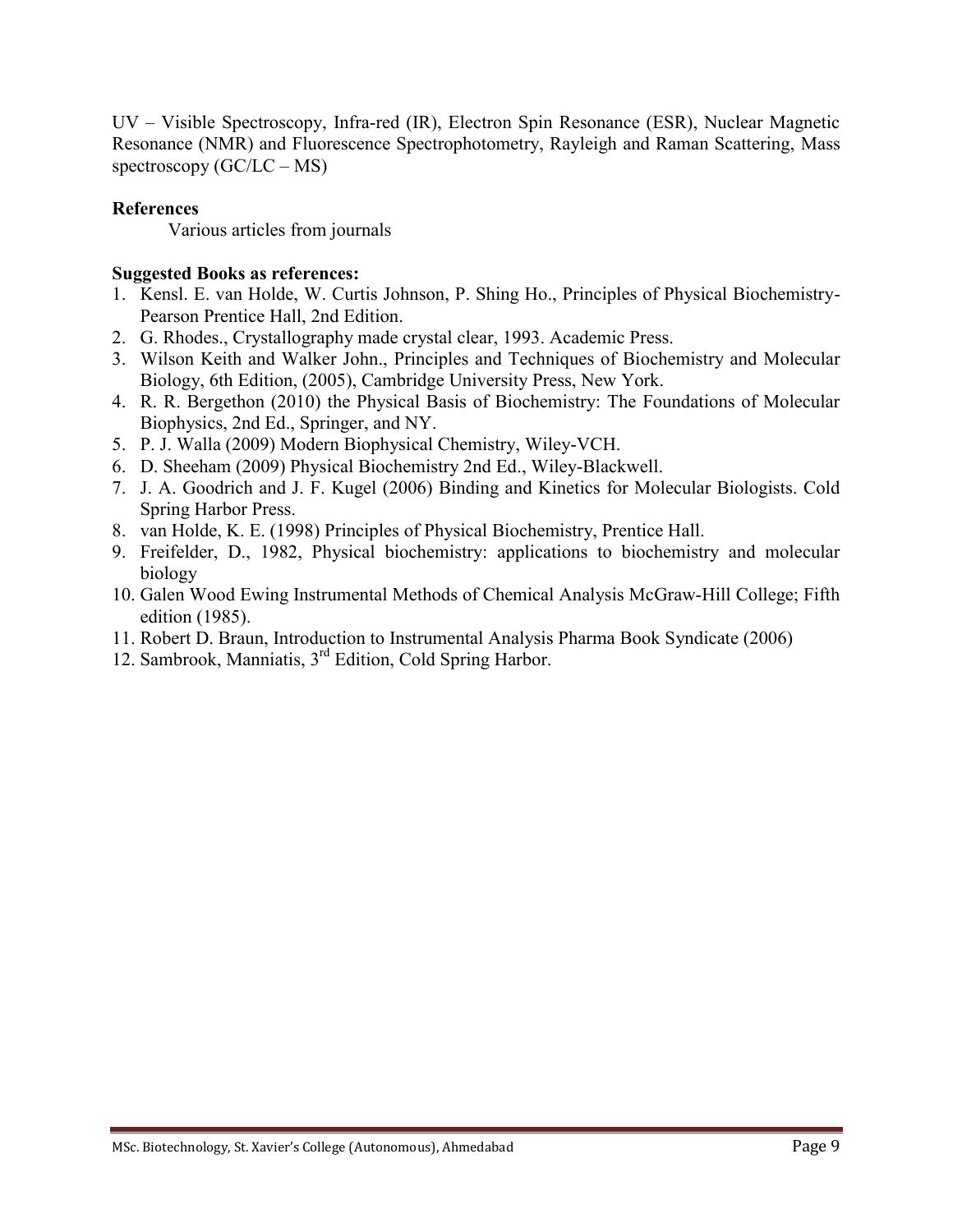UV – Visible Spectroscopy, Infra-red (IR), Electron Spin Resonance (ESR), Nuclear Magnetic Resonance (NMR) and Fluorescence Spectrophotometry, Rayleigh and Raman Scattering, Mass spectroscopy (GC/LC – MS)

**References**

Various articles from journals

**Suggested Books as references:**

1. Kensl. E. van Holde, W. Curtis Johnson, P. Shing Ho., Principles of Physical Biochemistry- Pearson Prentice Hall, 2nd Edition.
2. G. Rhodes., Crystallography made crystal clear, 1993. Academic Press.
3. Wilson Keith and Walker John., Principles and Techniques of Biochemistry and Molecular Biology, 6th Edition, (2005), Cambridge University Press, New York.
4. R. R. Bergethon (2010) the Physical Basis of Biochemistry: The Foundations of Molecular Biophysics, 2nd Ed., Springer, and NY.
5. P. J. Walla (2009) Modern Biophysical Chemistry, Wiley-VCH.
6. D. Sheeham (2009) Physical Biochemistry 2nd Ed., Wiley-Blackwell.
7. J. A. Goodrich and J. F. Kugel (2006) Binding and Kinetics for Molecular Biologists. Cold Spring Harbor Press.
8. van Holde, K. E. (1998) Principles of Physical Biochemistry, Prentice Hall.
9. Freifelder, D., 1982, Physical biochemistry: applications to biochemistry and molecular biology
10. Galen Wood Ewing Instrumental Methods of Chemical Analysis McGraw-Hill College; Fifth edition (1985).
11. Robert D. Braun, Introduction to Instrumental Analysis Pharma Book Syndicate (2006)
12. Sambrook, Manniatis, 3rd Edition, Cold Spring Harbor.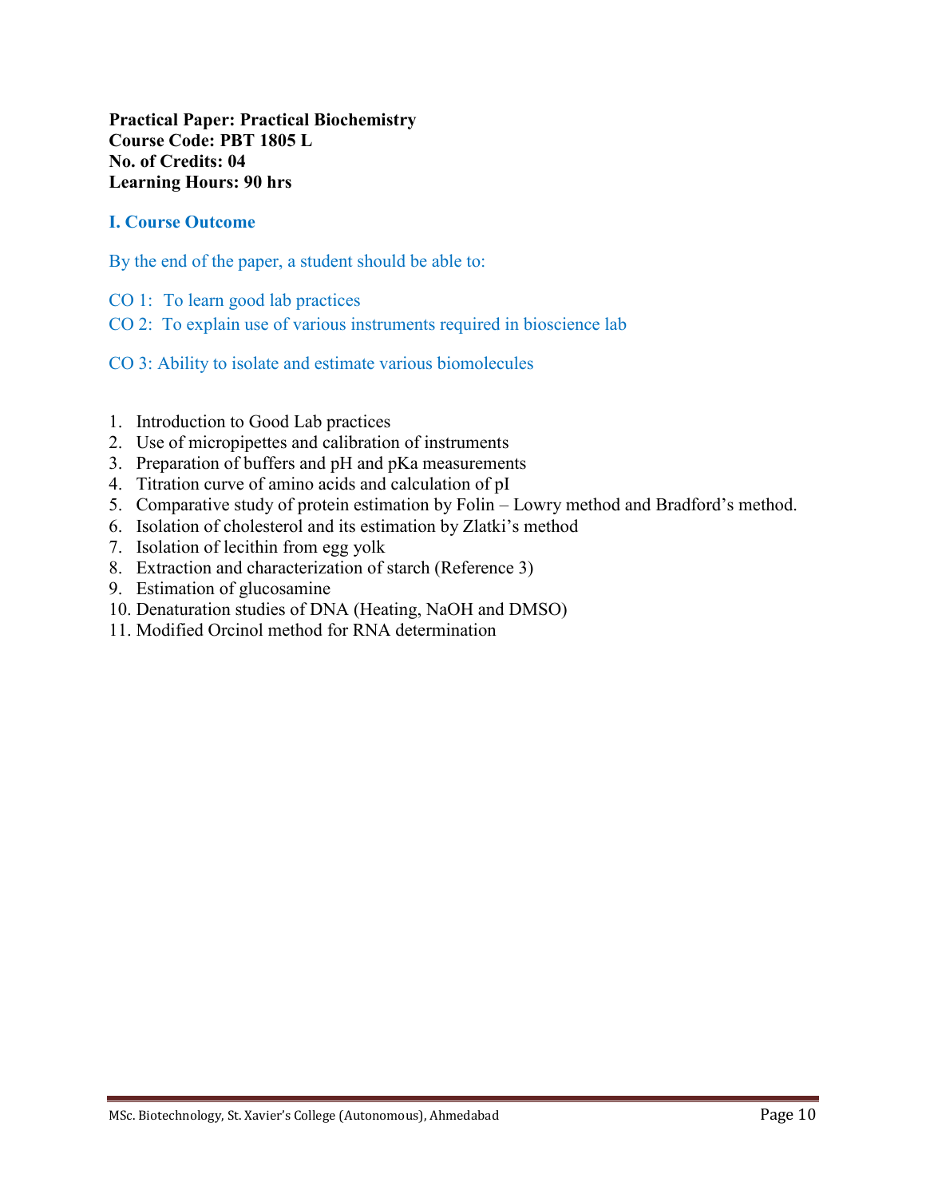**Practical Paper: Practical Biochemistry**
**Course Code: PBT 1805 L**
**No. of Credits: 04**
**Learning Hours: 90 hrs**

## I. Course Outcome

By the end of the paper, a student should be able to:

CO 1: To learn good lab practices

CO 2: To explain use of various instruments required in bioscience lab

CO 3: Ability to isolate and estimate various biomolecules

1. Introduction to Good Lab practices
2. Use of micropipettes and calibration of instruments
3. Preparation of buffers and pH and pKa measurements
4. Titration curve of amino acids and calculation of pI
5. Comparative study of protein estimation by Folin – Lowry method and Bradford's method.
6. Isolation of cholesterol and its estimation by Zlatki's method
7. Isolation of lecithin from egg yolk
8. Extraction and characterization of starch (Reference 3)
9. Estimation of glucosamine
10. Denaturation studies of DNA (Heating, NaOH and DMSO)
11. Modified Orcinol method for RNA determination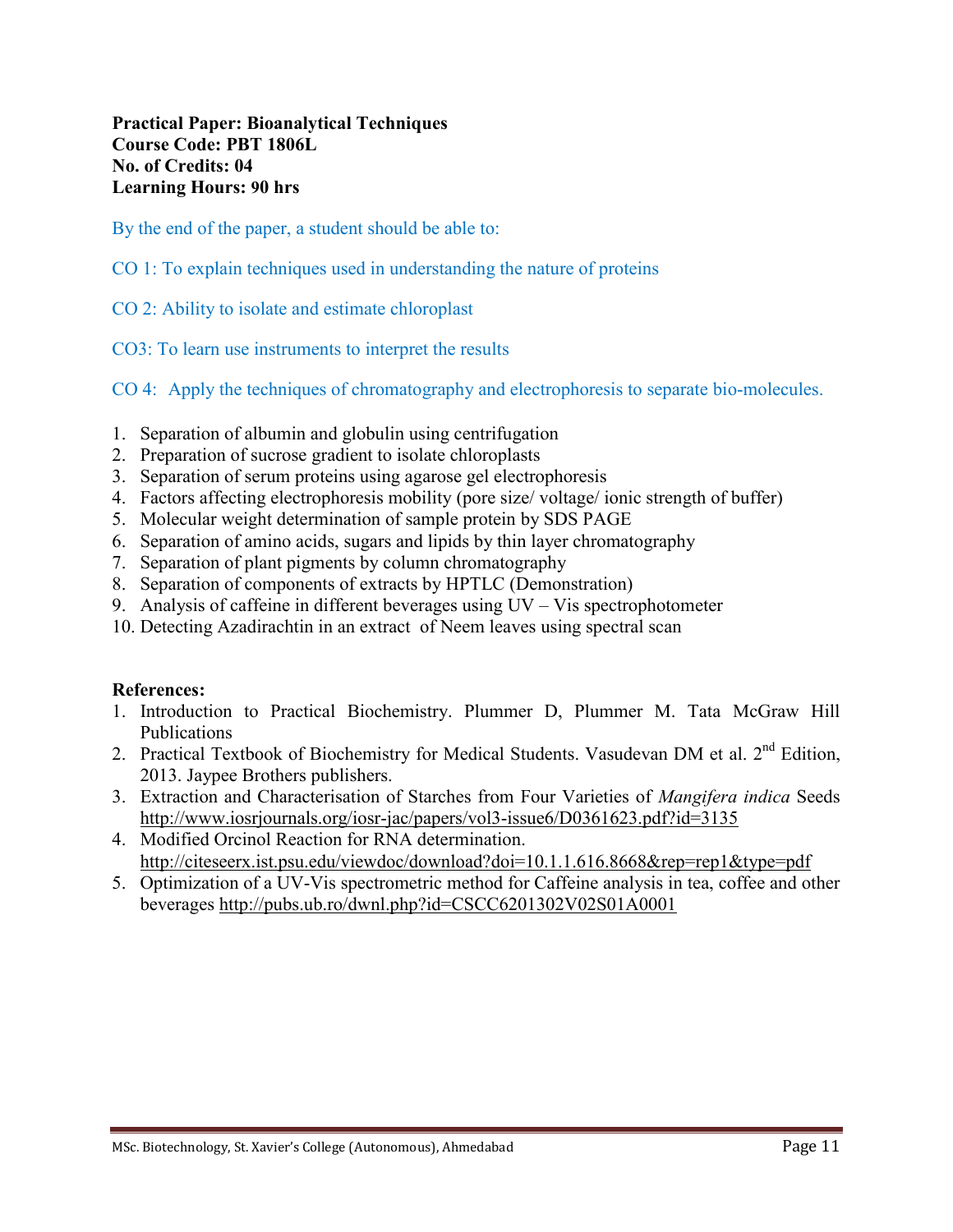**Practical Paper: Bioanalytical Techniques**
**Course Code: PBT 1806L**
**No. of Credits: 04**
**Learning Hours: 90 hrs**

By the end of the paper, a student should be able to:

CO 1: To explain techniques used in understanding the nature of proteins

CO 2: Ability to isolate and estimate chloroplast

CO3: To learn use instruments to interpret the results

CO 4: Apply the techniques of chromatography and electrophoresis to separate bio-molecules.

1. Separation of albumin and globulin using centrifugation
2. Preparation of sucrose gradient to isolate chloroplasts
3. Separation of serum proteins using agarose gel electrophoresis
4. Factors affecting electrophoresis mobility (pore size/ voltage/ ionic strength of buffer)
5. Molecular weight determination of sample protein by SDS PAGE
6. Separation of amino acids, sugars and lipids by thin layer chromatography
7. Separation of plant pigments by column chromatography
8. Separation of components of extracts by HPTLC (Demonstration)
9. Analysis of caffeine in different beverages using UV – Vis spectrophotometer
10. Detecting Azadirachtin in an extract of Neem leaves using spectral scan

**References:**

1. Introduction to Practical Biochemistry. Plummer D, Plummer M. Tata McGraw Hill Publications
2. Practical Textbook of Biochemistry for Medical Students. Vasudevan DM et al. 2nd Edition, 2013. Jaypee Brothers publishers.
3. Extraction and Characterisation of Starches from Four Varieties of *Mangifera indica* Seeds http://www.iosrjournals.org/iosr-jac/papers/vol3-issue6/D0361623.pdf?id=3135
4. Modified Orcinol Reaction for RNA determination. http://citeseerx.ist.psu.edu/viewdoc/download?doi=10.1.1.616.8668&rep=rep1&type=pdf
5. Optimization of a UV-Vis spectrometric method for Caffeine analysis in tea, coffee and other beverages http://pubs.ub.ro/dwnl.php?id=CSCC6201302V02S01A0001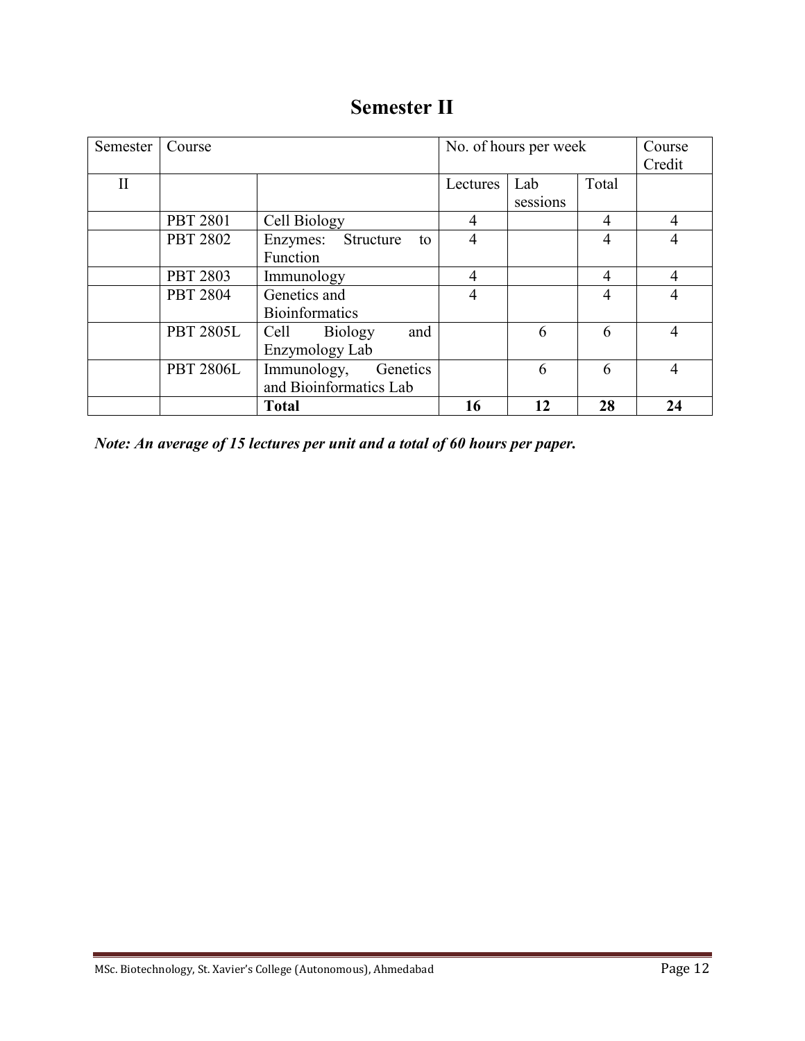# Semester II

| Semester | Course | | No. of hours per week | | | Course Credit |
|---|---|---|---|---|---|---|
| II | | | Lectures | Lab sessions | Total | |
| | PBT 2801 | Cell Biology | 4 | | 4 | 4 |
| | PBT 2802 | Enzymes: Structure to Function | 4 | | 4 | 4 |
| | PBT 2803 | Immunology | 4 | | 4 | 4 |
| | PBT 2804 | Genetics and Bioinformatics | 4 | | 4 | 4 |
| | PBT 2805L | Cell Biology and Enzymology Lab | | 6 | 6 | 4 |
| | PBT 2806L | Immunology, Genetics and Bioinformatics Lab | | 6 | 6 | 4 |
| | | **Total** | **16** | **12** | **28** | **24** |

***Note: An average of 15 lectures per unit and a total of 60 hours per paper.***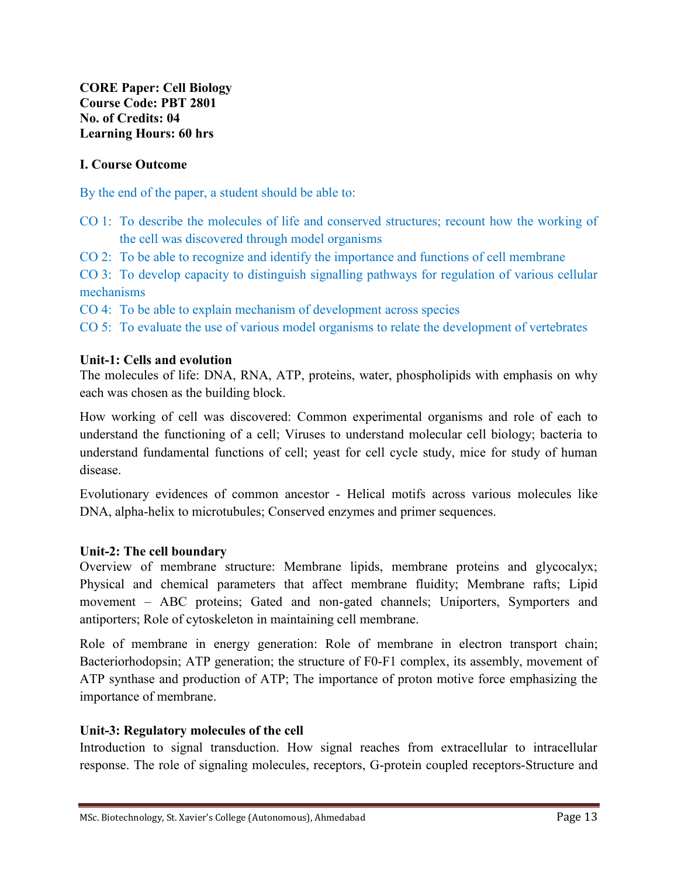**CORE Paper: Cell Biology**
**Course Code: PBT 2801**
**No. of Credits: 04**
**Learning Hours: 60 hrs**

## I. Course Outcome

By the end of the paper, a student should be able to:

CO 1: To describe the molecules of life and conserved structures; recount how the working of the cell was discovered through model organisms

CO 2: To be able to recognize and identify the importance and functions of cell membrane

CO 3: To develop capacity to distinguish signalling pathways for regulation of various cellular mechanisms

CO 4: To be able to explain mechanism of development across species

CO 5: To evaluate the use of various model organisms to relate the development of vertebrates

### Unit-1: Cells and evolution

The molecules of life: DNA, RNA, ATP, proteins, water, phospholipids with emphasis on why each was chosen as the building block.

How working of cell was discovered: Common experimental organisms and role of each to understand the functioning of a cell; Viruses to understand molecular cell biology; bacteria to understand fundamental functions of cell; yeast for cell cycle study, mice for study of human disease.

Evolutionary evidences of common ancestor - Helical motifs across various molecules like DNA, alpha-helix to microtubules; Conserved enzymes and primer sequences.

### Unit-2: The cell boundary

Overview of membrane structure: Membrane lipids, membrane proteins and glycocalyx; Physical and chemical parameters that affect membrane fluidity; Membrane rafts; Lipid movement – ABC proteins; Gated and non-gated channels; Uniporters, Symporters and antiporters; Role of cytoskeleton in maintaining cell membrane.

Role of membrane in energy generation: Role of membrane in electron transport chain; Bacteriorhodopsin; ATP generation; the structure of F0-F1 complex, its assembly, movement of ATP synthase and production of ATP; The importance of proton motive force emphasizing the importance of membrane.

### Unit-3: Regulatory molecules of the cell

Introduction to signal transduction. How signal reaches from extracellular to intracellular response. The role of signaling molecules, receptors, G-protein coupled receptors-Structure and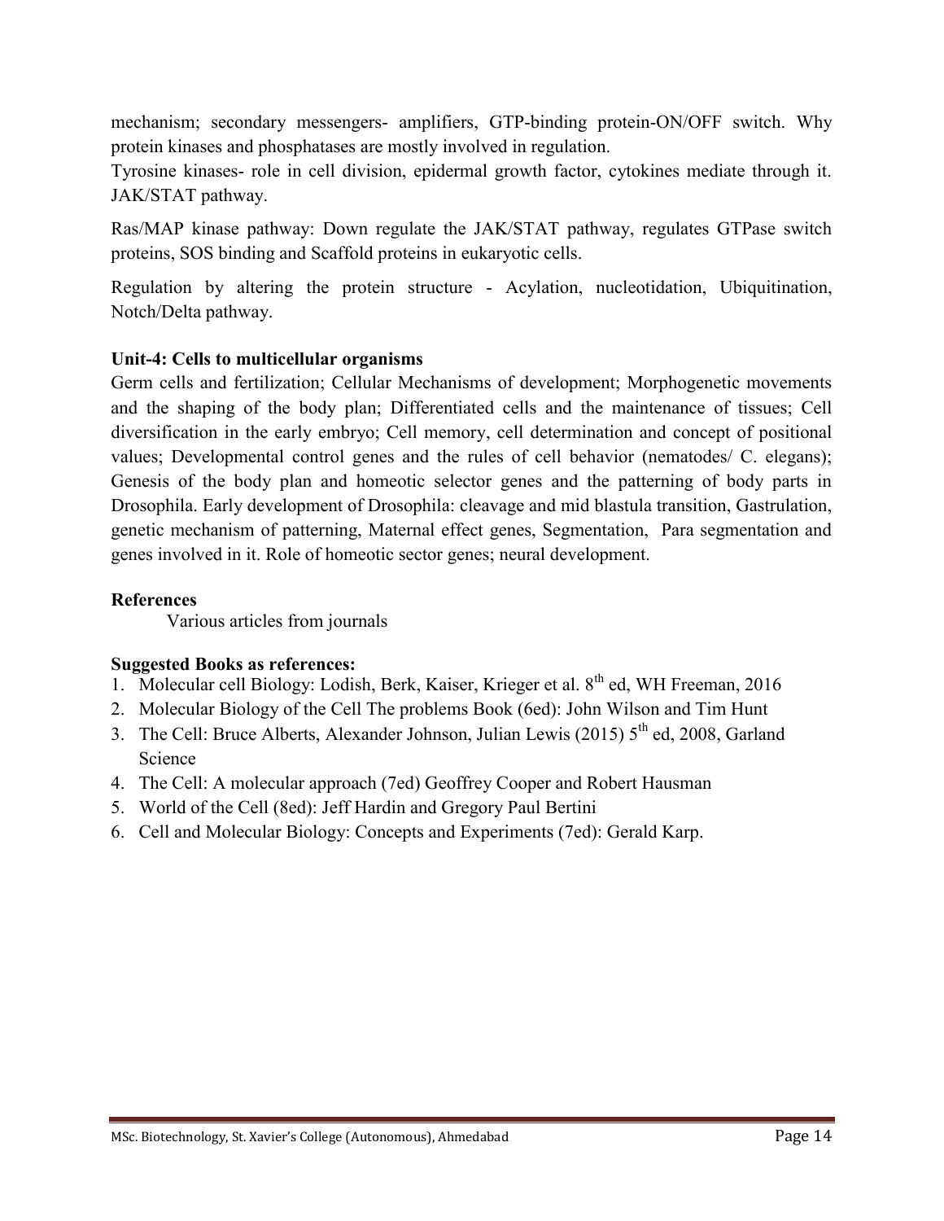mechanism; secondary messengers- amplifiers, GTP-binding protein-ON/OFF switch. Why protein kinases and phosphatases are mostly involved in regulation.

Tyrosine kinases- role in cell division, epidermal growth factor, cytokines mediate through it. JAK/STAT pathway.

Ras/MAP kinase pathway: Down regulate the JAK/STAT pathway, regulates GTPase switch proteins, SOS binding and Scaffold proteins in eukaryotic cells.

Regulation by altering the protein structure - Acylation, nucleotidation, Ubiquitination, Notch/Delta pathway.

**Unit-4: Cells to multicellular organisms**

Germ cells and fertilization; Cellular Mechanisms of development; Morphogenetic movements and the shaping of the body plan; Differentiated cells and the maintenance of tissues; Cell diversification in the early embryo; Cell memory, cell determination and concept of positional values; Developmental control genes and the rules of cell behavior (nematodes/ C. elegans); Genesis of the body plan and homeotic selector genes and the patterning of body parts in Drosophila. Early development of Drosophila: cleavage and mid blastula transition, Gastrulation, genetic mechanism of patterning, Maternal effect genes, Segmentation, Para segmentation and genes involved in it. Role of homeotic sector genes; neural development.

**References**

Various articles from journals

**Suggested Books as references:**

1. Molecular cell Biology: Lodish, Berk, Kaiser, Krieger et al. 8th ed, WH Freeman, 2016
2. Molecular Biology of the Cell The problems Book (6ed): John Wilson and Tim Hunt
3. The Cell: Bruce Alberts, Alexander Johnson, Julian Lewis (2015) 5th ed, 2008, Garland Science
4. The Cell: A molecular approach (7ed) Geoffrey Cooper and Robert Hausman
5. World of the Cell (8ed): Jeff Hardin and Gregory Paul Bertini
6. Cell and Molecular Biology: Concepts and Experiments (7ed): Gerald Karp.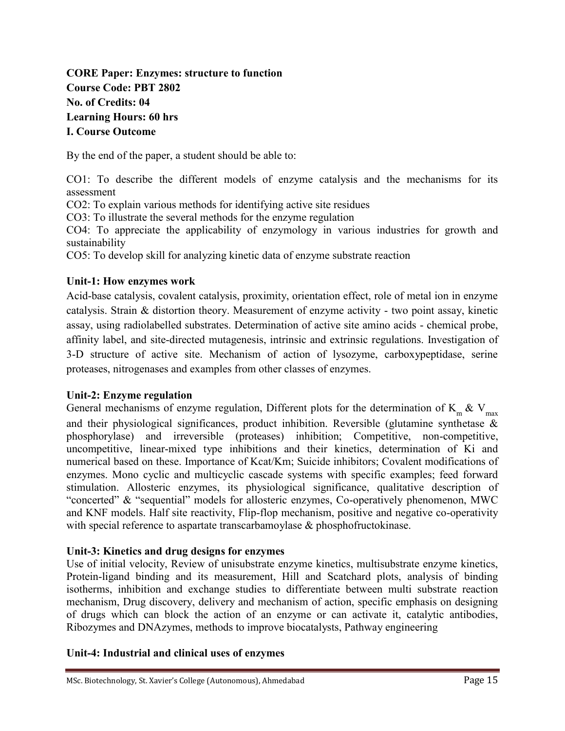**CORE Paper: Enzymes: structure to function**
**Course Code: PBT 2802**
**No. of Credits: 04**
**Learning Hours: 60 hrs**
**I. Course Outcome**

By the end of the paper, a student should be able to:

CO1: To describe the different models of enzyme catalysis and the mechanisms for its assessment
CO2: To explain various methods for identifying active site residues
CO3: To illustrate the several methods for the enzyme regulation
CO4: To appreciate the applicability of enzymology in various industries for growth and sustainability
CO5: To develop skill for analyzing kinetic data of enzyme substrate reaction

**Unit-1: How enzymes work**

Acid-base catalysis, covalent catalysis, proximity, orientation effect, role of metal ion in enzyme catalysis. Strain & distortion theory. Measurement of enzyme activity - two point assay, kinetic assay, using radiolabelled substrates. Determination of active site amino acids - chemical probe, affinity label, and site-directed mutagenesis, intrinsic and extrinsic regulations. Investigation of 3-D structure of active site. Mechanism of action of lysozyme, carboxypeptidase, serine proteases, nitrogenases and examples from other classes of enzymes.

**Unit-2: Enzyme regulation**

General mechanisms of enzyme regulation, Different plots for the determination of $K_m$ & $V_{max}$ and their physiological significances, product inhibition. Reversible (glutamine synthetase & phosphorylase) and irreversible (proteases) inhibition; Competitive, non-competitive, uncompetitive, linear-mixed type inhibitions and their kinetics, determination of Ki and numerical based on these. Importance of Kcat/Km; Suicide inhibitors; Covalent modifications of enzymes. Mono cyclic and multicyclic cascade systems with specific examples; feed forward stimulation. Allosteric enzymes, its physiological significance, qualitative description of "concerted" & "sequential" models for allosteric enzymes, Co-operatively phenomenon, MWC and KNF models. Half site reactivity, Flip-flop mechanism, positive and negative co-operativity with special reference to aspartate transcarbamoylase & phosphofructokinase.

**Unit-3: Kinetics and drug designs for enzymes**

Use of initial velocity, Review of unisubstrate enzyme kinetics, multisubstrate enzyme kinetics, Protein-ligand binding and its measurement, Hill and Scatchard plots, analysis of binding isotherms, inhibition and exchange studies to differentiate between multi substrate reaction mechanism, Drug discovery, delivery and mechanism of action, specific emphasis on designing of drugs which can block the action of an enzyme or can activate it, catalytic antibodies, Ribozymes and DNAzymes, methods to improve biocatalysts, Pathway engineering

**Unit-4: Industrial and clinical uses of enzymes**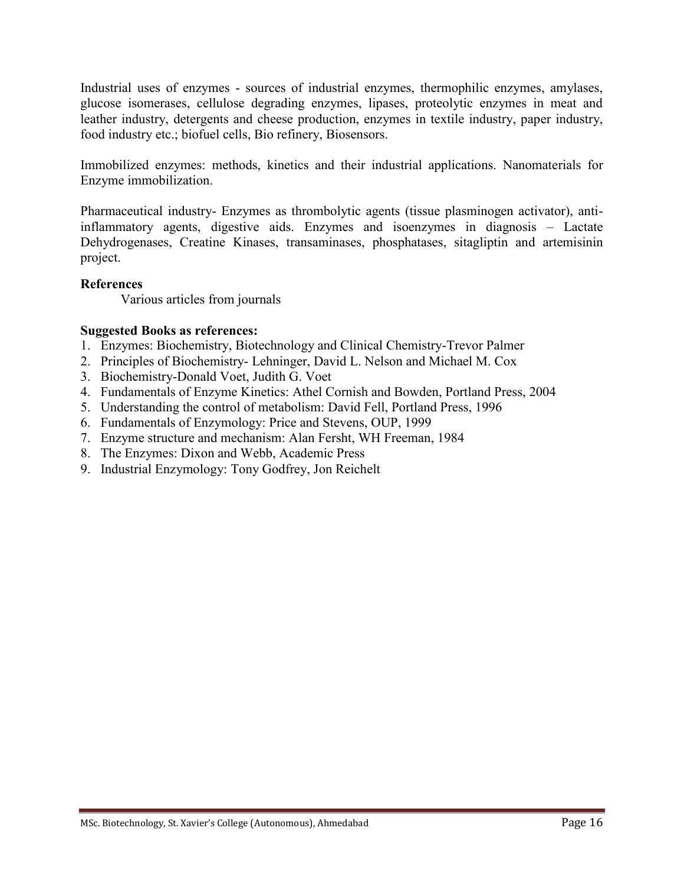Industrial uses of enzymes - sources of industrial enzymes, thermophilic enzymes, amylases, glucose isomerases, cellulose degrading enzymes, lipases, proteolytic enzymes in meat and leather industry, detergents and cheese production, enzymes in textile industry, paper industry, food industry etc.; biofuel cells, Bio refinery, Biosensors.

Immobilized enzymes: methods, kinetics and their industrial applications. Nanomaterials for Enzyme immobilization.

Pharmaceutical industry- Enzymes as thrombolytic agents (tissue plasminogen activator), anti-inflammatory agents, digestive aids. Enzymes and isoenzymes in diagnosis – Lactate Dehydrogenases, Creatine Kinases, transaminases, phosphatases, sitagliptin and artemisinin project.

**References**

Various articles from journals

**Suggested Books as references:**

1. Enzymes: Biochemistry, Biotechnology and Clinical Chemistry-Trevor Palmer
2. Principles of Biochemistry- Lehninger, David L. Nelson and Michael M. Cox
3. Biochemistry-Donald Voet, Judith G. Voet
4. Fundamentals of Enzyme Kinetics: Athel Cornish and Bowden, Portland Press, 2004
5. Understanding the control of metabolism: David Fell, Portland Press, 1996
6. Fundamentals of Enzymology: Price and Stevens, OUP, 1999
7. Enzyme structure and mechanism: Alan Fersht, WH Freeman, 1984
8. The Enzymes: Dixon and Webb, Academic Press
9. Industrial Enzymology: Tony Godfrey, Jon Reichelt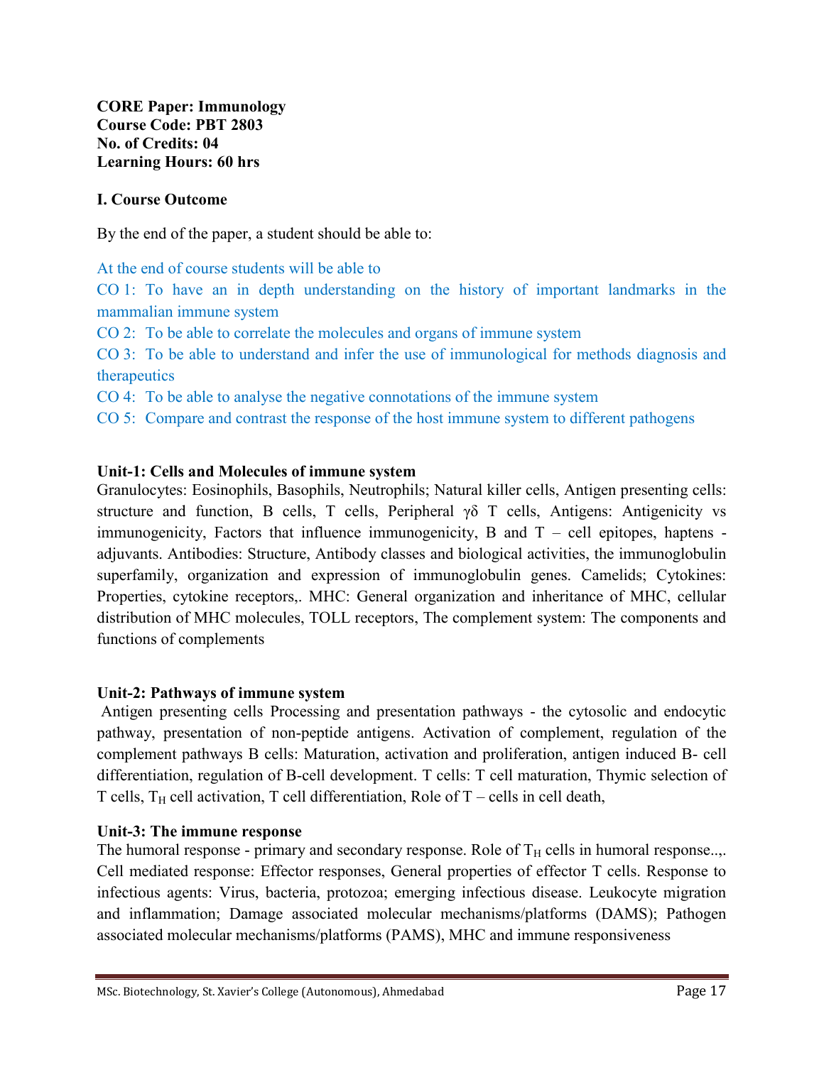**CORE Paper: Immunology**
**Course Code: PBT 2803**
**No. of Credits: 04**
**Learning Hours: 60 hrs**

**I. Course Outcome**

By the end of the paper, a student should be able to:

At the end of course students will be able to

CO 1: To have an in depth understanding on the history of important landmarks in the mammalian immune system

CO 2: To be able to correlate the molecules and organs of immune system

CO 3: To be able to understand and infer the use of immunological for methods diagnosis and therapeutics

CO 4: To be able to analyse the negative connotations of the immune system

CO 5: Compare and contrast the response of the host immune system to different pathogens

**Unit-1: Cells and Molecules of immune system**

Granulocytes: Eosinophils, Basophils, Neutrophils; Natural killer cells, Antigen presenting cells: structure and function, B cells, T cells, Peripheral γδ T cells, Antigens: Antigenicity vs immunogenicity, Factors that influence immunogenicity, B and T – cell epitopes, haptens - adjuvants. Antibodies: Structure, Antibody classes and biological activities, the immunoglobulin superfamily, organization and expression of immunoglobulin genes. Camelids; Cytokines: Properties, cytokine receptors,. MHC: General organization and inheritance of MHC, cellular distribution of MHC molecules, TOLL receptors, The complement system: The components and functions of complements

**Unit-2: Pathways of immune system**

Antigen presenting cells Processing and presentation pathways - the cytosolic and endocytic pathway, presentation of non-peptide antigens. Activation of complement, regulation of the complement pathways B cells: Maturation, activation and proliferation, antigen induced B- cell differentiation, regulation of B-cell development. T cells: T cell maturation, Thymic selection of T cells, $T_H$ cell activation, T cell differentiation, Role of T – cells in cell death,

**Unit-3: The immune response**

The humoral response - primary and secondary response. Role of $T_H$ cells in humoral response..,. Cell mediated response: Effector responses, General properties of effector T cells. Response to infectious agents: Virus, bacteria, protozoa; emerging infectious disease. Leukocyte migration and inflammation; Damage associated molecular mechanisms/platforms (DAMS); Pathogen associated molecular mechanisms/platforms (PAMS), MHC and immune responsiveness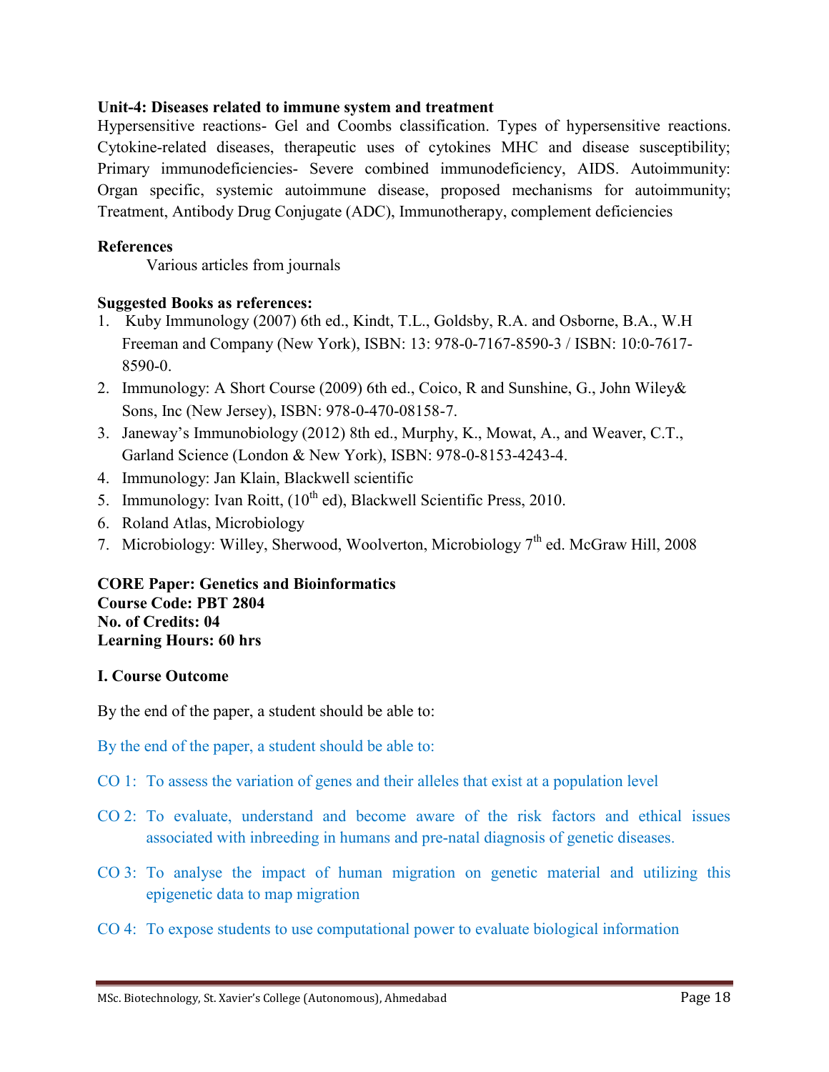**Unit-4: Diseases related to immune system and treatment**

Hypersensitive reactions- Gel and Coombs classification. Types of hypersensitive reactions. Cytokine-related diseases, therapeutic uses of cytokines MHC and disease susceptibility; Primary immunodeficiencies- Severe combined immunodeficiency, AIDS. Autoimmunity: Organ specific, systemic autoimmune disease, proposed mechanisms for autoimmunity; Treatment, Antibody Drug Conjugate (ADC), Immunotherapy, complement deficiencies

**References**

Various articles from journals

**Suggested Books as references:**

1. Kuby Immunology (2007) 6th ed., Kindt, T.L., Goldsby, R.A. and Osborne, B.A., W.H Freeman and Company (New York), ISBN: 13: 978-0-7167-8590-3 / ISBN: 10:0-7617-8590-0.
2. Immunology: A Short Course (2009) 6th ed., Coico, R and Sunshine, G., John Wiley& Sons, Inc (New Jersey), ISBN: 978-0-470-08158-7.
3. Janeway's Immunobiology (2012) 8th ed., Murphy, K., Mowat, A., and Weaver, C.T., Garland Science (London & New York), ISBN: 978-0-8153-4243-4.
4. Immunology: Jan Klain, Blackwell scientific
5. Immunology: Ivan Roitt, (10th ed), Blackwell Scientific Press, 2010.
6. Roland Atlas, Microbiology
7. Microbiology: Willey, Sherwood, Woolverton, Microbiology 7th ed. McGraw Hill, 2008

**CORE Paper: Genetics and Bioinformatics**
**Course Code: PBT 2804**
**No. of Credits: 04**
**Learning Hours: 60 hrs**

**I. Course Outcome**

By the end of the paper, a student should be able to:

By the end of the paper, a student should be able to:

CO 1: To assess the variation of genes and their alleles that exist at a population level

CO 2: To evaluate, understand and become aware of the risk factors and ethical issues associated with inbreeding in humans and pre-natal diagnosis of genetic diseases.

CO 3: To analyse the impact of human migration on genetic material and utilizing this epigenetic data to map migration

CO 4: To expose students to use computational power to evaluate biological information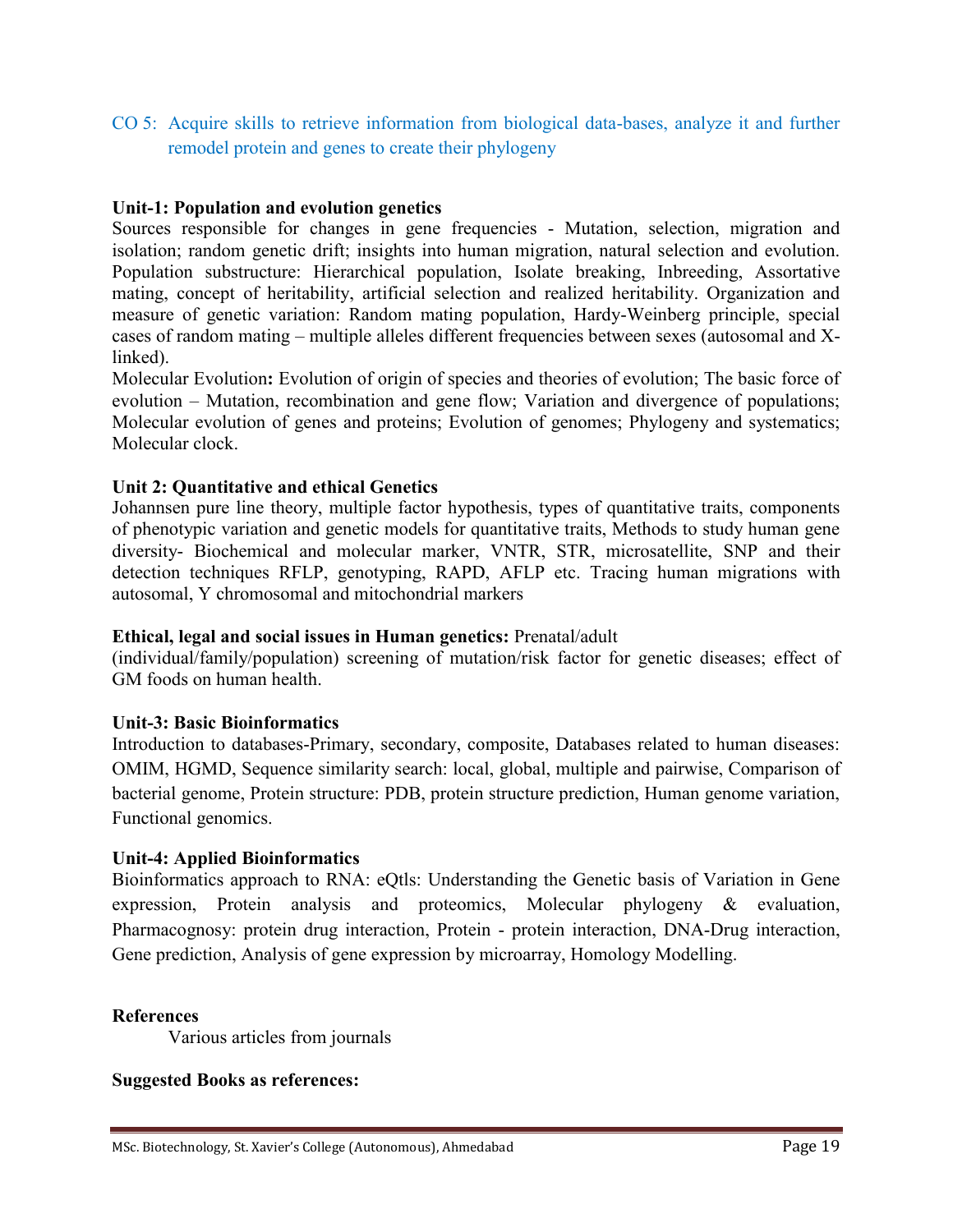CO 5: Acquire skills to retrieve information from biological data-bases, analyze it and further remodel protein and genes to create their phylogeny

**Unit-1: Population and evolution genetics**

Sources responsible for changes in gene frequencies - Mutation, selection, migration and isolation; random genetic drift; insights into human migration, natural selection and evolution. Population substructure: Hierarchical population, Isolate breaking, Inbreeding, Assortative mating, concept of heritability, artificial selection and realized heritability. Organization and measure of genetic variation: Random mating population, Hardy-Weinberg principle, special cases of random mating – multiple alleles different frequencies between sexes (autosomal and X-linked).

Molecular Evolution**:** Evolution of origin of species and theories of evolution; The basic force of evolution – Mutation, recombination and gene flow; Variation and divergence of populations; Molecular evolution of genes and proteins; Evolution of genomes; Phylogeny and systematics; Molecular clock.

**Unit 2: Quantitative and ethical Genetics**

Johannsen pure line theory, multiple factor hypothesis, types of quantitative traits, components of phenotypic variation and genetic models for quantitative traits, Methods to study human gene diversity- Biochemical and molecular marker, VNTR, STR, microsatellite, SNP and their detection techniques RFLP, genotyping, RAPD, AFLP etc. Tracing human migrations with autosomal, Y chromosomal and mitochondrial markers

**Ethical, legal and social issues in Human genetics:** Prenatal/adult (individual/family/population) screening of mutation/risk factor for genetic diseases; effect of GM foods on human health.

**Unit-3: Basic Bioinformatics**

Introduction to databases-Primary, secondary, composite, Databases related to human diseases: OMIM, HGMD, Sequence similarity search: local, global, multiple and pairwise, Comparison of bacterial genome, Protein structure: PDB, protein structure prediction, Human genome variation, Functional genomics.

**Unit-4: Applied Bioinformatics**

Bioinformatics approach to RNA: eQtls: Understanding the Genetic basis of Variation in Gene expression, Protein analysis and proteomics, Molecular phylogeny & evaluation, Pharmacognosy: protein drug interaction, Protein - protein interaction, DNA-Drug interaction, Gene prediction, Analysis of gene expression by microarray, Homology Modelling.

**References**

Various articles from journals

**Suggested Books as references:**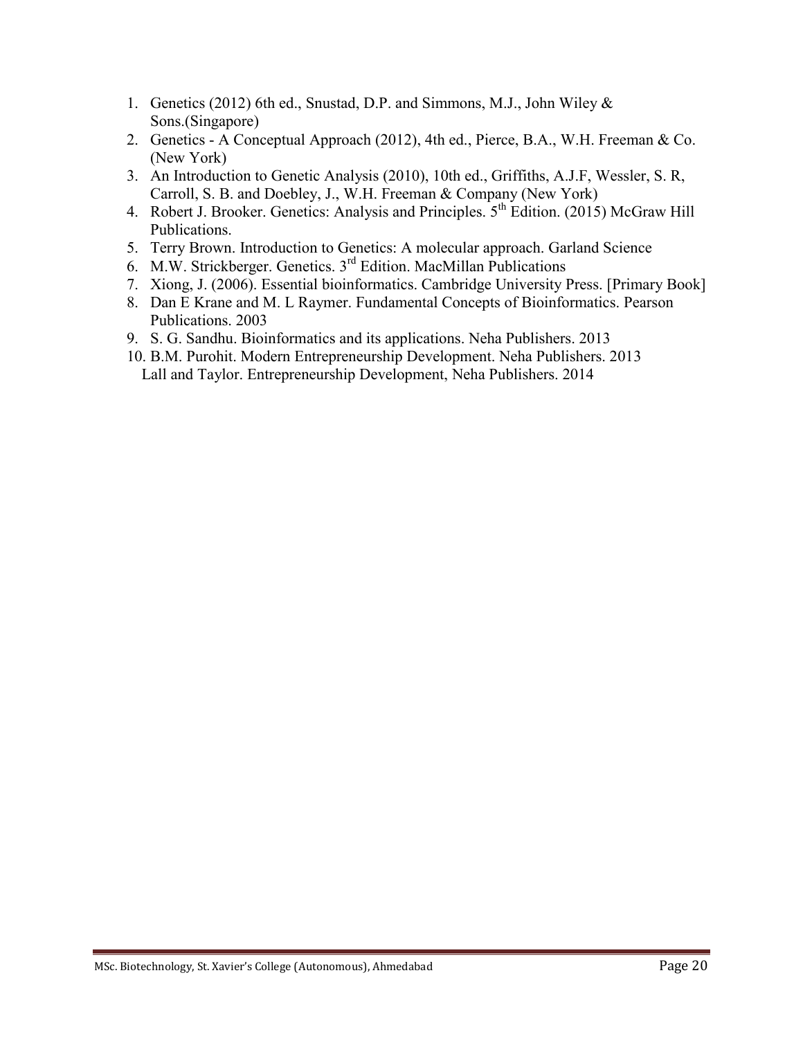1. Genetics (2012) 6th ed., Snustad, D.P. and Simmons, M.J., John Wiley & Sons.(Singapore)
2. Genetics - A Conceptual Approach (2012), 4th ed., Pierce, B.A., W.H. Freeman & Co. (New York)
3. An Introduction to Genetic Analysis (2010), 10th ed., Griffiths, A.J.F, Wessler, S. R, Carroll, S. B. and Doebley, J., W.H. Freeman & Company (New York)
4. Robert J. Brooker. Genetics: Analysis and Principles. 5th Edition. (2015) McGraw Hill Publications.
5. Terry Brown. Introduction to Genetics: A molecular approach. Garland Science
6. M.W. Strickberger. Genetics. 3rd Edition. MacMillan Publications
7. Xiong, J. (2006). Essential bioinformatics. Cambridge University Press. [Primary Book]
8. Dan E Krane and M. L Raymer. Fundamental Concepts of Bioinformatics. Pearson Publications. 2003
9. S. G. Sandhu. Bioinformatics and its applications. Neha Publishers. 2013
10. B.M. Purohit. Modern Entrepreneurship Development. Neha Publishers. 2013
    Lall and Taylor. Entrepreneurship Development, Neha Publishers. 2014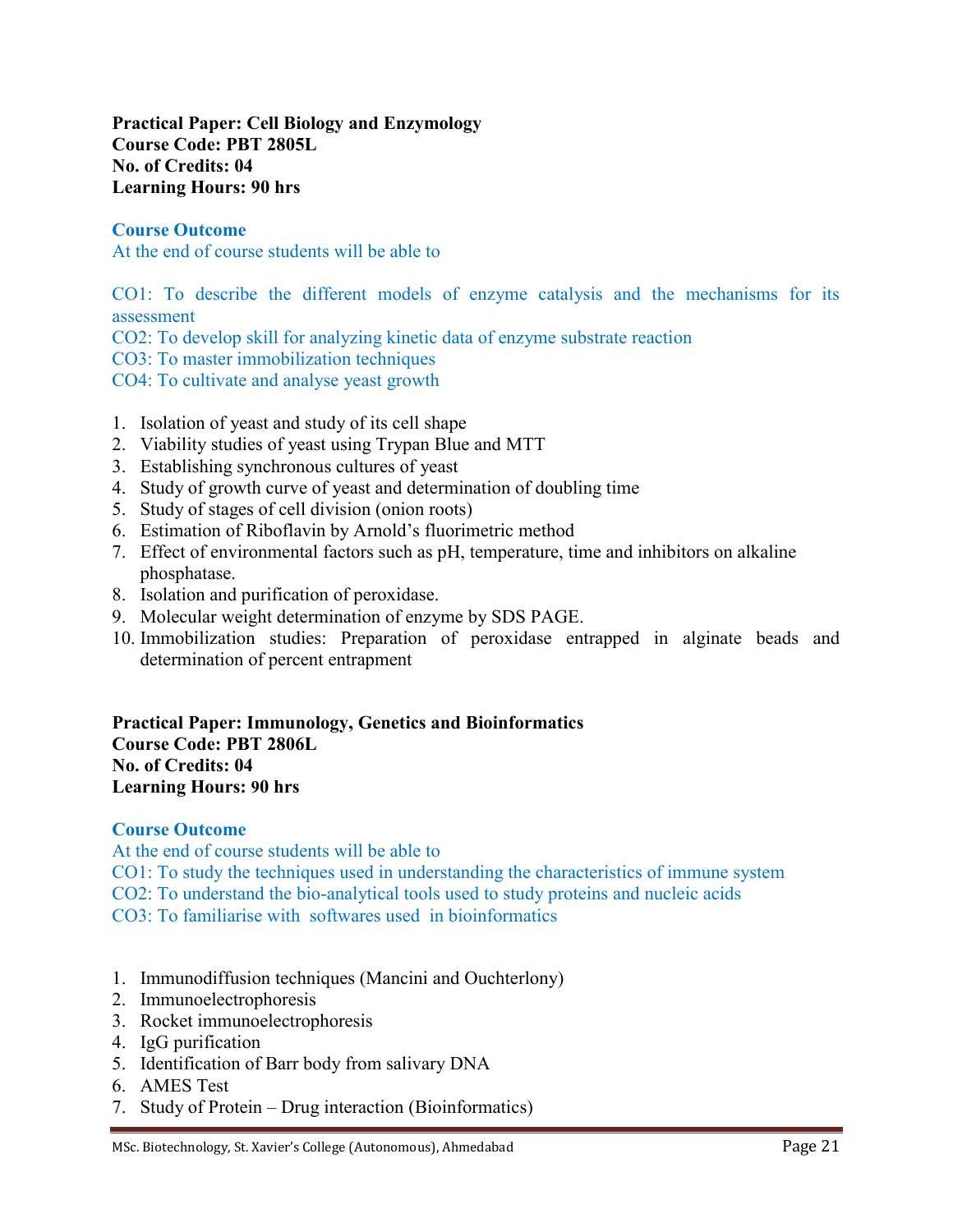**Practical Paper: Cell Biology and Enzymology**
**Course Code: PBT 2805L**
**No. of Credits: 04**
**Learning Hours: 90 hrs**

**Course Outcome**

At the end of course students will be able to

CO1: To describe the different models of enzyme catalysis and the mechanisms for its assessment
CO2: To develop skill for analyzing kinetic data of enzyme substrate reaction
CO3: To master immobilization techniques
CO4: To cultivate and analyse yeast growth

1. Isolation of yeast and study of its cell shape
2. Viability studies of yeast using Trypan Blue and MTT
3. Establishing synchronous cultures of yeast
4. Study of growth curve of yeast and determination of doubling time
5. Study of stages of cell division (onion roots)
6. Estimation of Riboflavin by Arnold's fluorimetric method
7. Effect of environmental factors such as pH, temperature, time and inhibitors on alkaline phosphatase.
8. Isolation and purification of peroxidase.
9. Molecular weight determination of enzyme by SDS PAGE.
10. Immobilization studies: Preparation of peroxidase entrapped in alginate beads and determination of percent entrapment

**Practical Paper: Immunology, Genetics and Bioinformatics**
**Course Code: PBT 2806L**
**No. of Credits: 04**
**Learning Hours: 90 hrs**

**Course Outcome**

At the end of course students will be able to
CO1: To study the techniques used in understanding the characteristics of immune system
CO2: To understand the bio-analytical tools used to study proteins and nucleic acids
CO3: To familiarise with softwares used in bioinformatics

1. Immunodiffusion techniques (Mancini and Ouchterlony)
2. Immunoelectrophoresis
3. Rocket immunoelectrophoresis
4. IgG purification
5. Identification of Barr body from salivary DNA
6. AMES Test
7. Study of Protein – Drug interaction (Bioinformatics)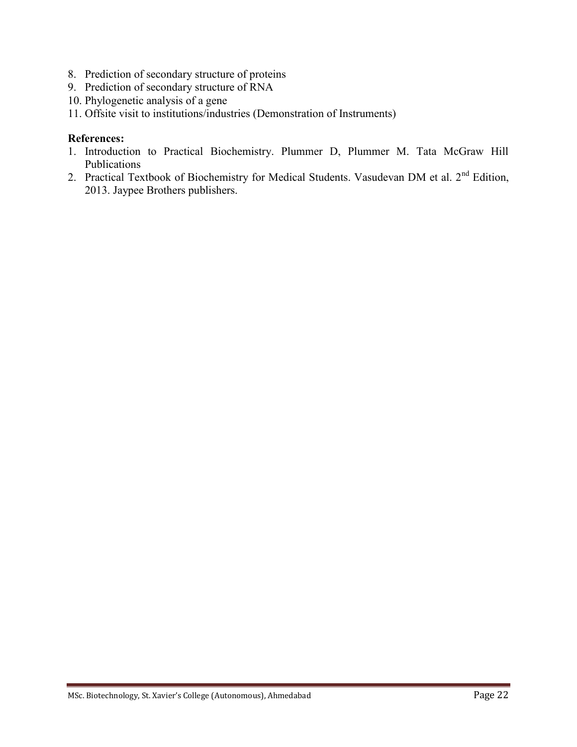8. Prediction of secondary structure of proteins
9. Prediction of secondary structure of RNA
10. Phylogenetic analysis of a gene
11. Offsite visit to institutions/industries (Demonstration of Instruments)

**References:**

1. Introduction to Practical Biochemistry. Plummer D, Plummer M. Tata McGraw Hill Publications
2. Practical Textbook of Biochemistry for Medical Students. Vasudevan DM et al. 2nd Edition, 2013. Jaypee Brothers publishers.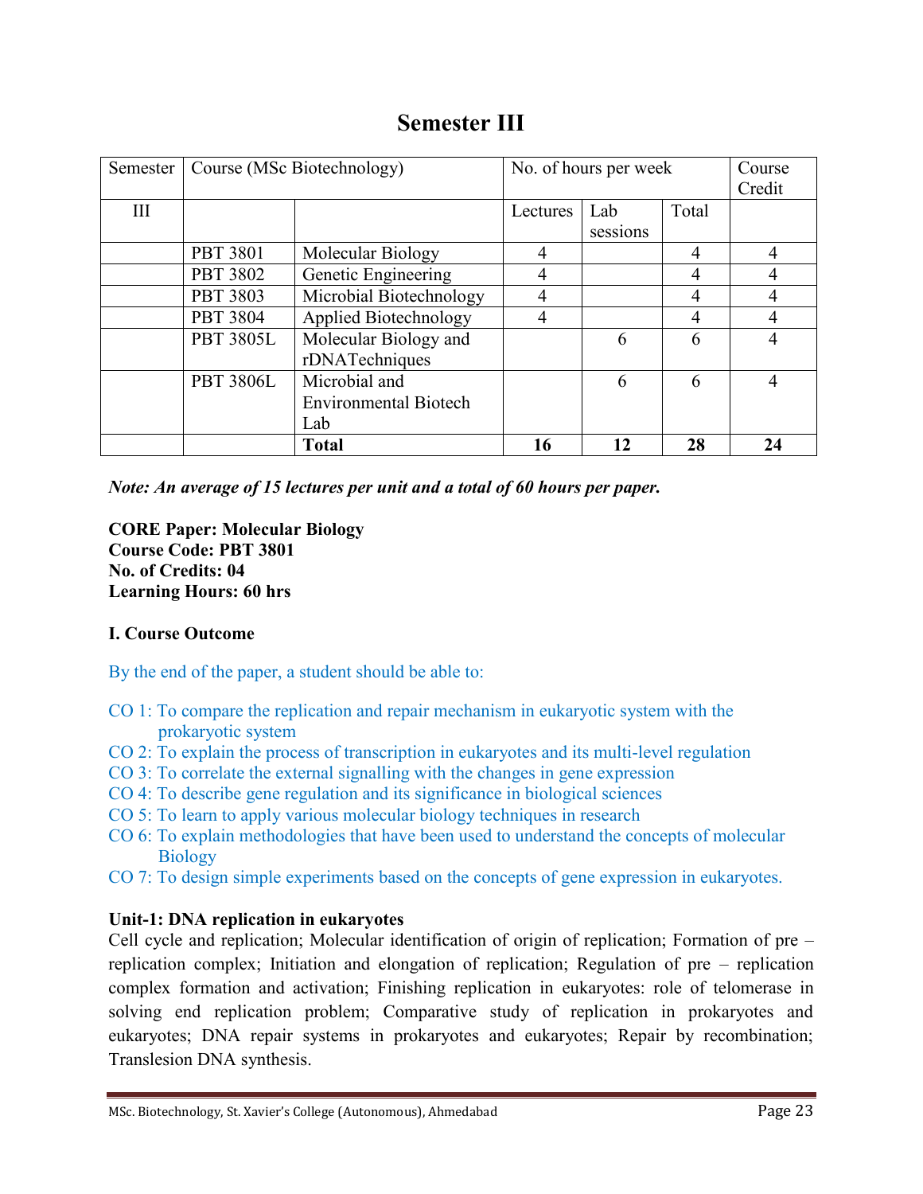# Semester III

| Semester | Course (MSc Biotechnology) | | No. of hours per week | | | Course Credit |
|---|---|---|---|---|---|---|
| III | | | Lectures | Lab sessions | Total | |
| | PBT 3801 | Molecular Biology | 4 | | 4 | 4 |
| | PBT 3802 | Genetic Engineering | 4 | | 4 | 4 |
| | PBT 3803 | Microbial Biotechnology | 4 | | 4 | 4 |
| | PBT 3804 | Applied Biotechnology | 4 | | 4 | 4 |
| | PBT 3805L | Molecular Biology and rDNATechniques | | 6 | 6 | 4 |
| | PBT 3806L | Microbial and Environmental Biotech Lab | | 6 | 6 | 4 |
| | | **Total** | **16** | **12** | **28** | **24** |

***Note: An average of 15 lectures per unit and a total of 60 hours per paper.***

**CORE Paper: Molecular Biology**
**Course Code: PBT 3801**
**No. of Credits: 04**
**Learning Hours: 60 hrs**

**I. Course Outcome**

By the end of the paper, a student should be able to:

CO 1: To compare the replication and repair mechanism in eukaryotic system with the prokaryotic system
CO 2: To explain the process of transcription in eukaryotes and its multi-level regulation
CO 3: To correlate the external signalling with the changes in gene expression
CO 4: To describe gene regulation and its significance in biological sciences
CO 5: To learn to apply various molecular biology techniques in research
CO 6: To explain methodologies that have been used to understand the concepts of molecular Biology
CO 7: To design simple experiments based on the concepts of gene expression in eukaryotes.

**Unit-1: DNA replication in eukaryotes**

Cell cycle and replication; Molecular identification of origin of replication; Formation of pre – replication complex; Initiation and elongation of replication; Regulation of pre – replication complex formation and activation; Finishing replication in eukaryotes: role of telomerase in solving end replication problem; Comparative study of replication in prokaryotes and eukaryotes; DNA repair systems in prokaryotes and eukaryotes; Repair by recombination; Translesion DNA synthesis.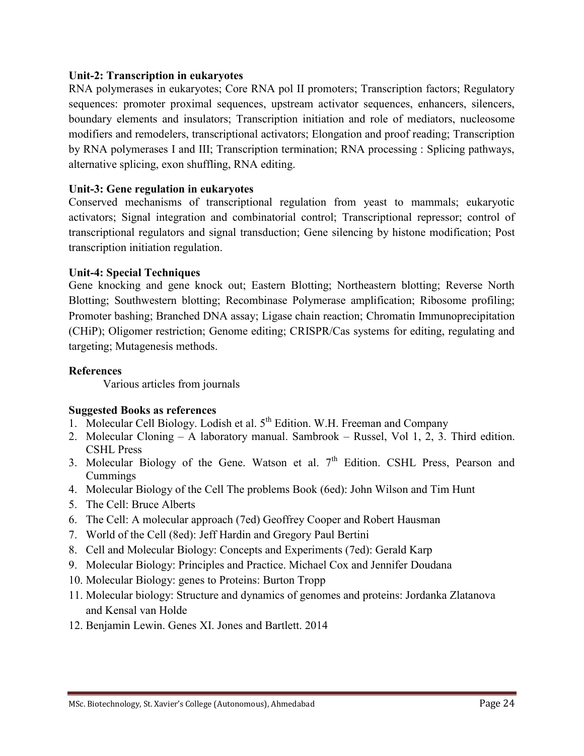**Unit-2: Transcription in eukaryotes**

RNA polymerases in eukaryotes; Core RNA pol II promoters; Transcription factors; Regulatory sequences: promoter proximal sequences, upstream activator sequences, enhancers, silencers, boundary elements and insulators; Transcription initiation and role of mediators, nucleosome modifiers and remodelers, transcriptional activators; Elongation and proof reading; Transcription by RNA polymerases I and III; Transcription termination; RNA processing : Splicing pathways, alternative splicing, exon shuffling, RNA editing.

**Unit-3: Gene regulation in eukaryotes**

Conserved mechanisms of transcriptional regulation from yeast to mammals; eukaryotic activators; Signal integration and combinatorial control; Transcriptional repressor; control of transcriptional regulators and signal transduction; Gene silencing by histone modification; Post transcription initiation regulation.

**Unit-4: Special Techniques**

Gene knocking and gene knock out; Eastern Blotting; Northeastern blotting; Reverse North Blotting; Southwestern blotting; Recombinase Polymerase amplification; Ribosome profiling; Promoter bashing; Branched DNA assay; Ligase chain reaction; Chromatin Immunoprecipitation (CHiP); Oligomer restriction; Genome editing; CRISPR/Cas systems for editing, regulating and targeting; Mutagenesis methods.

**References**

Various articles from journals

**Suggested Books as references**

1. Molecular Cell Biology. Lodish et al. 5th Edition. W.H. Freeman and Company
2. Molecular Cloning – A laboratory manual. Sambrook – Russel, Vol 1, 2, 3. Third edition. CSHL Press
3. Molecular Biology of the Gene. Watson et al. 7th Edition. CSHL Press, Pearson and Cummings
4. Molecular Biology of the Cell The problems Book (6ed): John Wilson and Tim Hunt
5. The Cell: Bruce Alberts
6. The Cell: A molecular approach (7ed) Geoffrey Cooper and Robert Hausman
7. World of the Cell (8ed): Jeff Hardin and Gregory Paul Bertini
8. Cell and Molecular Biology: Concepts and Experiments (7ed): Gerald Karp
9. Molecular Biology: Principles and Practice. Michael Cox and Jennifer Doudana
10. Molecular Biology: genes to Proteins: Burton Tropp
11. Molecular biology: Structure and dynamics of genomes and proteins: Jordanka Zlatanova and Kensal van Holde
12. Benjamin Lewin. Genes XI. Jones and Bartlett. 2014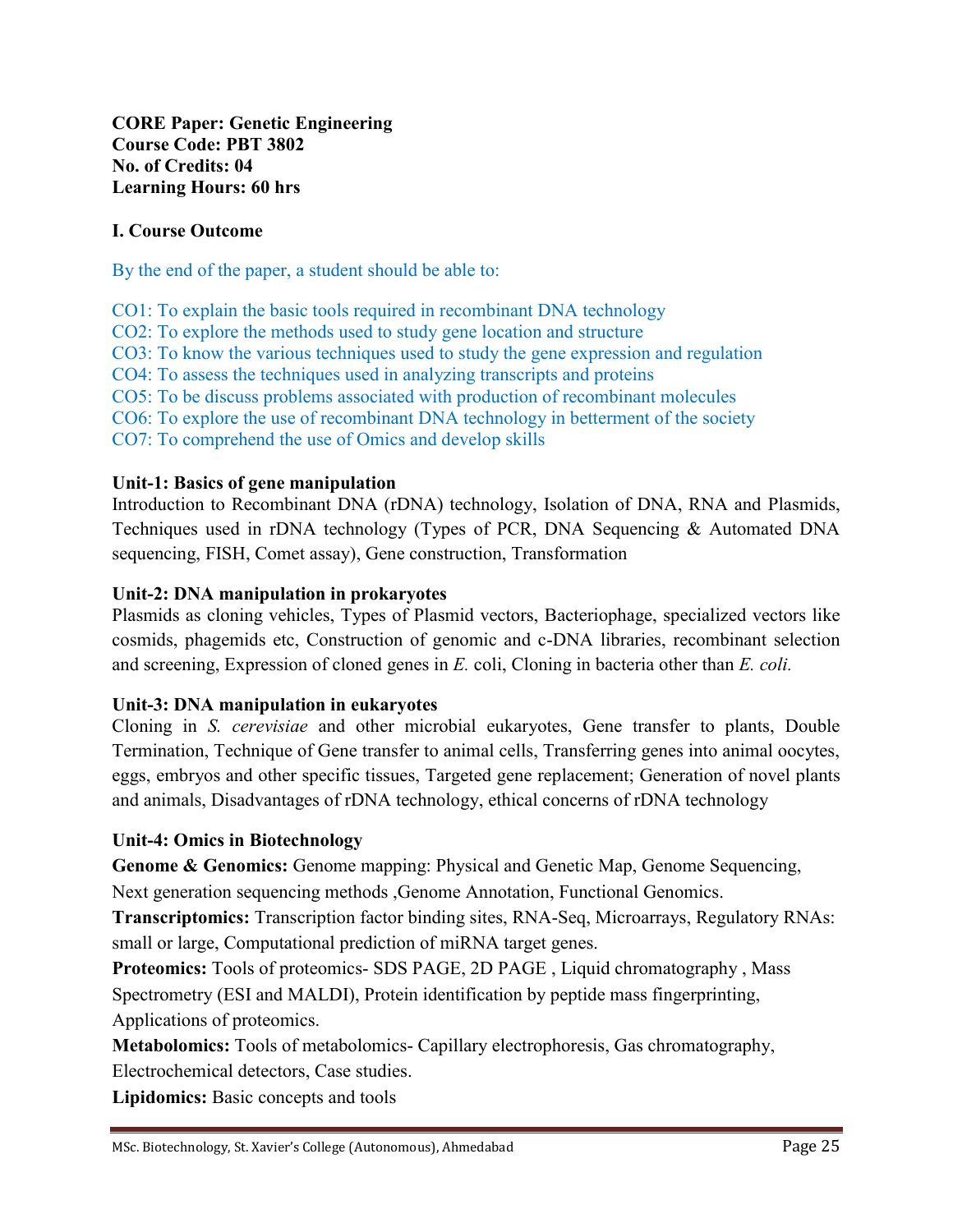**CORE Paper: Genetic Engineering**
**Course Code: PBT 3802**
**No. of Credits: 04**
**Learning Hours: 60 hrs**

## I. Course Outcome

By the end of the paper, a student should be able to:

CO1: To explain the basic tools required in recombinant DNA technology
CO2: To explore the methods used to study gene location and structure
CO3: To know the various techniques used to study the gene expression and regulation
CO4: To assess the techniques used in analyzing transcripts and proteins
CO5: To be discuss problems associated with production of recombinant molecules
CO6: To explore the use of recombinant DNA technology in betterment of the society
CO7: To comprehend the use of Omics and develop skills

### Unit-1: Basics of gene manipulation

Introduction to Recombinant DNA (rDNA) technology, Isolation of DNA, RNA and Plasmids, Techniques used in rDNA technology (Types of PCR, DNA Sequencing & Automated DNA sequencing, FISH, Comet assay), Gene construction, Transformation

### Unit-2: DNA manipulation in prokaryotes

Plasmids as cloning vehicles, Types of Plasmid vectors, Bacteriophage, specialized vectors like cosmids, phagemids etc, Construction of genomic and c-DNA libraries, recombinant selection and screening, Expression of cloned genes in *E.* coli, Cloning in bacteria other than *E. coli.*

### Unit-3: DNA manipulation in eukaryotes

Cloning in *S. cerevisiae* and other microbial eukaryotes, Gene transfer to plants, Double Termination, Technique of Gene transfer to animal cells, Transferring genes into animal oocytes, eggs, embryos and other specific tissues, Targeted gene replacement; Generation of novel plants and animals, Disadvantages of rDNA technology, ethical concerns of rDNA technology

### Unit-4: Omics in Biotechnology

**Genome & Genomics:** Genome mapping: Physical and Genetic Map, Genome Sequencing, Next generation sequencing methods ,Genome Annotation, Functional Genomics.

**Transcriptomics:** Transcription factor binding sites, RNA-Seq, Microarrays, Regulatory RNAs: small or large, Computational prediction of miRNA target genes.

**Proteomics:** Tools of proteomics- SDS PAGE, 2D PAGE , Liquid chromatography , Mass Spectrometry (ESI and MALDI), Protein identification by peptide mass fingerprinting, Applications of proteomics.

**Metabolomics:** Tools of metabolomics- Capillary electrophoresis, Gas chromatography, Electrochemical detectors, Case studies.

**Lipidomics:** Basic concepts and tools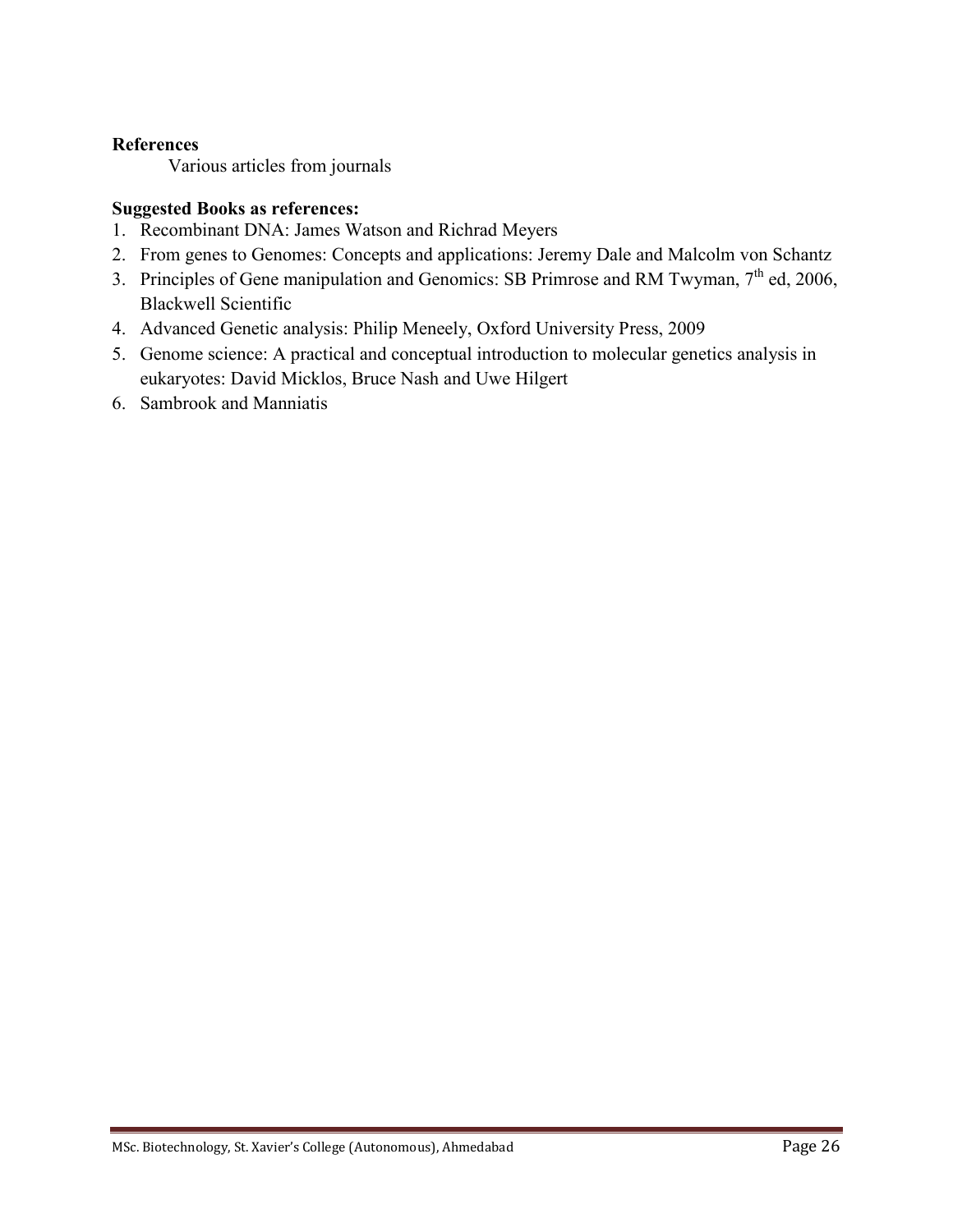**References**

Various articles from journals

**Suggested Books as references:**

1. Recombinant DNA: James Watson and Richrad Meyers
2. From genes to Genomes: Concepts and applications: Jeremy Dale and Malcolm von Schantz
3. Principles of Gene manipulation and Genomics: SB Primrose and RM Twyman, 7th ed, 2006, Blackwell Scientific
4. Advanced Genetic analysis: Philip Meneely, Oxford University Press, 2009
5. Genome science: A practical and conceptual introduction to molecular genetics analysis in eukaryotes: David Micklos, Bruce Nash and Uwe Hilgert
6. Sambrook and Manniatis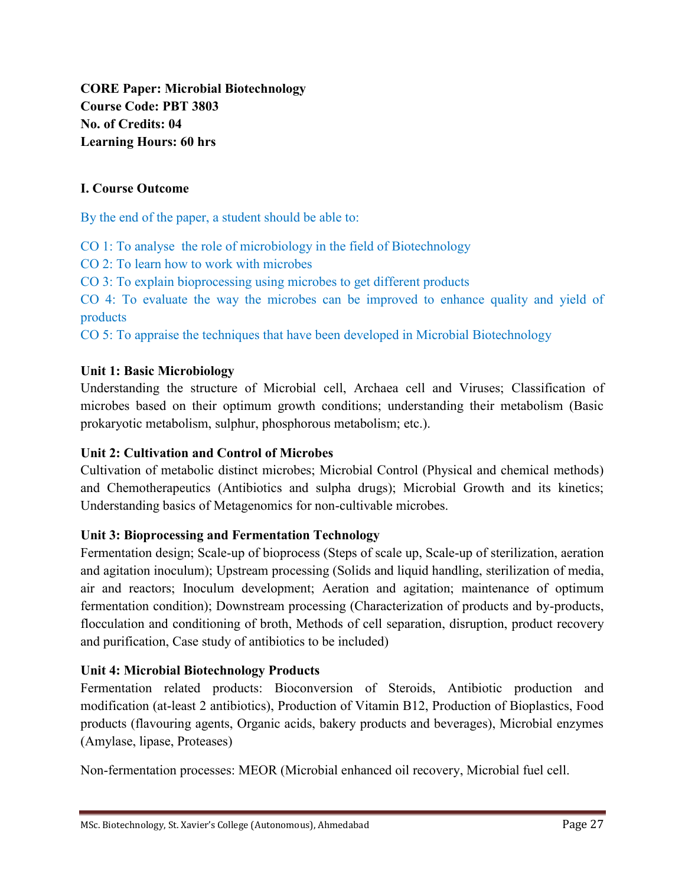**CORE Paper: Microbial Biotechnology**
**Course Code: PBT 3803**
**No. of Credits: 04**
**Learning Hours: 60 hrs**

## I. Course Outcome

By the end of the paper, a student should be able to:

CO 1: To analyse the role of microbiology in the field of Biotechnology
CO 2: To learn how to work with microbes
CO 3: To explain bioprocessing using microbes to get different products
CO 4: To evaluate the way the microbes can be improved to enhance quality and yield of products
CO 5: To appraise the techniques that have been developed in Microbial Biotechnology

### Unit 1: Basic Microbiology

Understanding the structure of Microbial cell, Archaea cell and Viruses; Classification of microbes based on their optimum growth conditions; understanding their metabolism (Basic prokaryotic metabolism, sulphur, phosphorous metabolism; etc.).

### Unit 2: Cultivation and Control of Microbes

Cultivation of metabolic distinct microbes; Microbial Control (Physical and chemical methods) and Chemotherapeutics (Antibiotics and sulpha drugs); Microbial Growth and its kinetics; Understanding basics of Metagenomics for non-cultivable microbes.

### Unit 3: Bioprocessing and Fermentation Technology

Fermentation design; Scale-up of bioprocess (Steps of scale up, Scale-up of sterilization, aeration and agitation inoculum); Upstream processing (Solids and liquid handling, sterilization of media, air and reactors; Inoculum development; Aeration and agitation; maintenance of optimum fermentation condition); Downstream processing (Characterization of products and by-products, flocculation and conditioning of broth, Methods of cell separation, disruption, product recovery and purification, Case study of antibiotics to be included)

### Unit 4: Microbial Biotechnology Products

Fermentation related products: Bioconversion of Steroids, Antibiotic production and modification (at-least 2 antibiotics), Production of Vitamin B12, Production of Bioplastics, Food products (flavouring agents, Organic acids, bakery products and beverages), Microbial enzymes (Amylase, lipase, Proteases)

Non-fermentation processes: MEOR (Microbial enhanced oil recovery, Microbial fuel cell.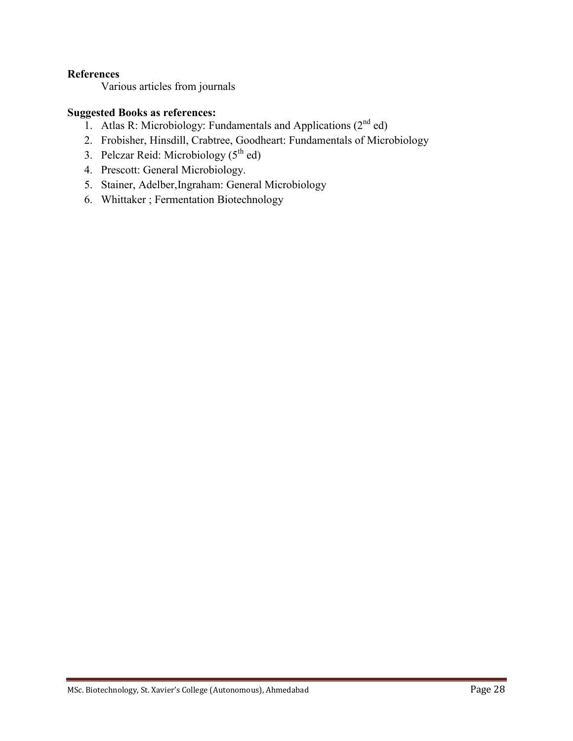**References**

Various articles from journals

**Suggested Books as references:**

1. Atlas R: Microbiology: Fundamentals and Applications (2nd ed)
2. Frobisher, Hinsdill, Crabtree, Goodheart: Fundamentals of Microbiology
3. Pelczar Reid: Microbiology (5th ed)
4. Prescott: General Microbiology.
5. Stainer, Adelber,Ingraham: General Microbiology
6. Whittaker ; Fermentation Biotechnology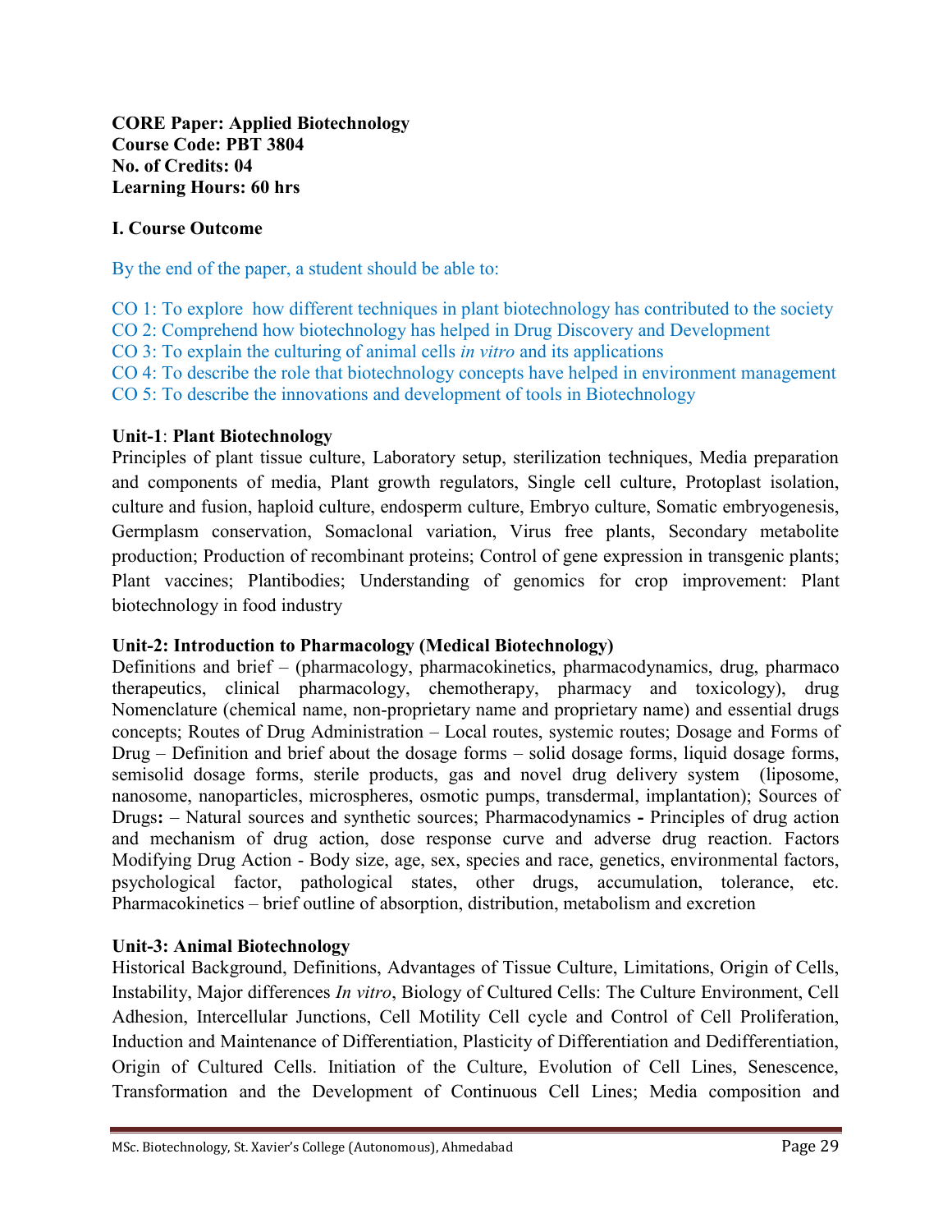**CORE Paper: Applied Biotechnology**
**Course Code: PBT 3804**
**No. of Credits: 04**
**Learning Hours: 60 hrs**

**I. Course Outcome**

By the end of the paper, a student should be able to:

CO 1: To explore how different techniques in plant biotechnology has contributed to the society
CO 2: Comprehend how biotechnology has helped in Drug Discovery and Development
CO 3: To explain the culturing of animal cells *in vitro* and its applications
CO 4: To describe the role that biotechnology concepts have helped in environment management
CO 5: To describe the innovations and development of tools in Biotechnology

**Unit-1**: **Plant Biotechnology**
Principles of plant tissue culture, Laboratory setup, sterilization techniques, Media preparation and components of media, Plant growth regulators, Single cell culture, Protoplast isolation, culture and fusion, haploid culture, endosperm culture, Embryo culture, Somatic embryogenesis, Germplasm conservation, Somaclonal variation, Virus free plants, Secondary metabolite production; Production of recombinant proteins; Control of gene expression in transgenic plants; Plant vaccines; Plantibodies; Understanding of genomics for crop improvement: Plant biotechnology in food industry

**Unit-2: Introduction to Pharmacology (Medical Biotechnology)**
Definitions and brief – (pharmacology, pharmacokinetics, pharmacodynamics, drug, pharmaco therapeutics, clinical pharmacology, chemotherapy, pharmacy and toxicology), drug Nomenclature (chemical name, non-proprietary name and proprietary name) and essential drugs concepts; Routes of Drug Administration – Local routes, systemic routes; Dosage and Forms of Drug – Definition and brief about the dosage forms – solid dosage forms, liquid dosage forms, semisolid dosage forms, sterile products, gas and novel drug delivery system (liposome, nanosome, nanoparticles, microspheres, osmotic pumps, transdermal, implantation); Sources of Drugs**:** – Natural sources and synthetic sources; Pharmacodynamics **-** Principles of drug action and mechanism of drug action, dose response curve and adverse drug reaction. Factors Modifying Drug Action - Body size, age, sex, species and race, genetics, environmental factors, psychological factor, pathological states, other drugs, accumulation, tolerance, etc. Pharmacokinetics – brief outline of absorption, distribution, metabolism and excretion

**Unit-3: Animal Biotechnology**
Historical Background, Definitions, Advantages of Tissue Culture, Limitations, Origin of Cells, Instability, Major differences *In vitro*, Biology of Cultured Cells: The Culture Environment, Cell Adhesion, Intercellular Junctions, Cell Motility Cell cycle and Control of Cell Proliferation, Induction and Maintenance of Differentiation, Plasticity of Differentiation and Dedifferentiation, Origin of Cultured Cells. Initiation of the Culture, Evolution of Cell Lines, Senescence, Transformation and the Development of Continuous Cell Lines; Media composition and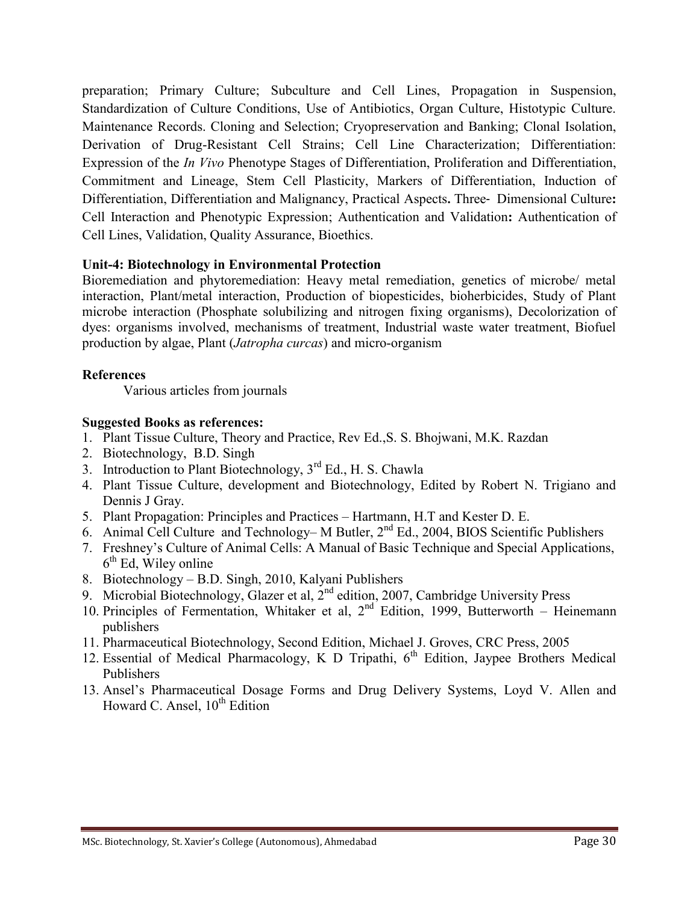preparation; Primary Culture; Subculture and Cell Lines, Propagation in Suspension, Standardization of Culture Conditions, Use of Antibiotics, Organ Culture, Histotypic Culture. Maintenance Records. Cloning and Selection; Cryopreservation and Banking; Clonal Isolation, Derivation of Drug-Resistant Cell Strains; Cell Line Characterization; Differentiation: Expression of the *In Vivo* Phenotype Stages of Differentiation, Proliferation and Differentiation, Commitment and Lineage, Stem Cell Plasticity, Markers of Differentiation, Induction of Differentiation, Differentiation and Malignancy, Practical Aspects**.** Three- Dimensional Culture**:** Cell Interaction and Phenotypic Expression; Authentication and Validation**:** Authentication of Cell Lines, Validation, Quality Assurance, Bioethics.

**Unit-4: Biotechnology in Environmental Protection**

Bioremediation and phytoremediation: Heavy metal remediation, genetics of microbe/ metal interaction, Plant/metal interaction, Production of biopesticides, bioherbicides, Study of Plant microbe interaction (Phosphate solubilizing and nitrogen fixing organisms), Decolorization of dyes: organisms involved, mechanisms of treatment, Industrial waste water treatment, Biofuel production by algae, Plant (*Jatropha curcas*) and micro-organism

**References**

Various articles from journals

**Suggested Books as references:**

1. Plant Tissue Culture, Theory and Practice, Rev Ed.,S. S. Bhojwani, M.K. Razdan
2. Biotechnology, B.D. Singh
3. Introduction to Plant Biotechnology, 3rd Ed., H. S. Chawla
4. Plant Tissue Culture, development and Biotechnology, Edited by Robert N. Trigiano and Dennis J Gray.
5. Plant Propagation: Principles and Practices – Hartmann, H.T and Kester D. E.
6. Animal Cell Culture and Technology– M Butler, 2nd Ed., 2004, BIOS Scientific Publishers
7. Freshney's Culture of Animal Cells: A Manual of Basic Technique and Special Applications, 6th Ed, Wiley online
8. Biotechnology – B.D. Singh, 2010, Kalyani Publishers
9. Microbial Biotechnology, Glazer et al, 2nd edition, 2007, Cambridge University Press
10. Principles of Fermentation, Whitaker et al, 2nd Edition, 1999, Butterworth – Heinemann publishers
11. Pharmaceutical Biotechnology, Second Edition, Michael J. Groves, CRC Press, 2005
12. Essential of Medical Pharmacology, K D Tripathi, 6th Edition, Jaypee Brothers Medical Publishers
13. Ansel's Pharmaceutical Dosage Forms and Drug Delivery Systems, Loyd V. Allen and Howard C. Ansel, 10th Edition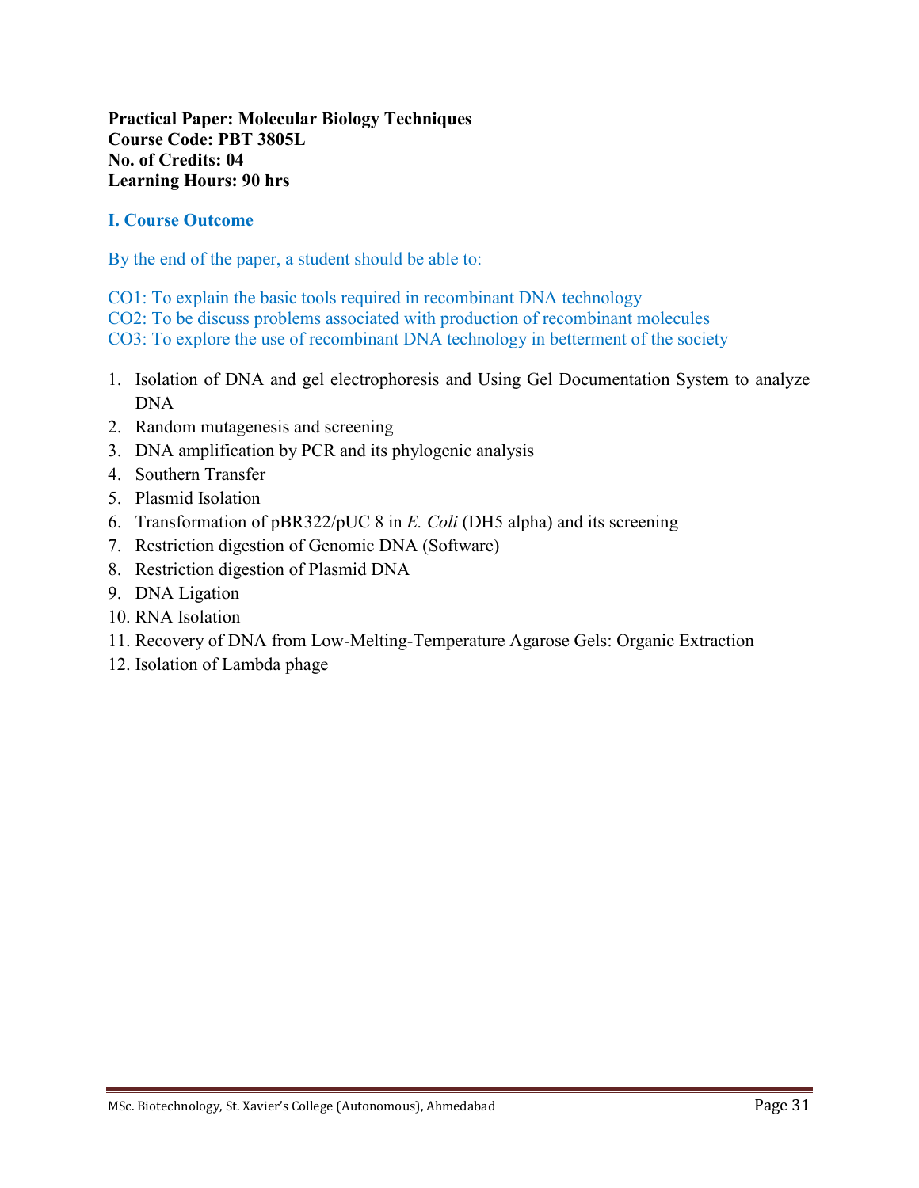**Practical Paper: Molecular Biology Techniques**
**Course Code: PBT 3805L**
**No. of Credits: 04**
**Learning Hours: 90 hrs**

## I. Course Outcome

By the end of the paper, a student should be able to:

CO1: To explain the basic tools required in recombinant DNA technology
CO2: To be discuss problems associated with production of recombinant molecules
CO3: To explore the use of recombinant DNA technology in betterment of the society

1. Isolation of DNA and gel electrophoresis and Using Gel Documentation System to analyze DNA
2. Random mutagenesis and screening
3. DNA amplification by PCR and its phylogenic analysis
4. Southern Transfer
5. Plasmid Isolation
6. Transformation of pBR322/pUC 8 in *E. Coli* (DH5 alpha) and its screening
7. Restriction digestion of Genomic DNA (Software)
8. Restriction digestion of Plasmid DNA
9. DNA Ligation
10. RNA Isolation
11. Recovery of DNA from Low-Melting-Temperature Agarose Gels: Organic Extraction
12. Isolation of Lambda phage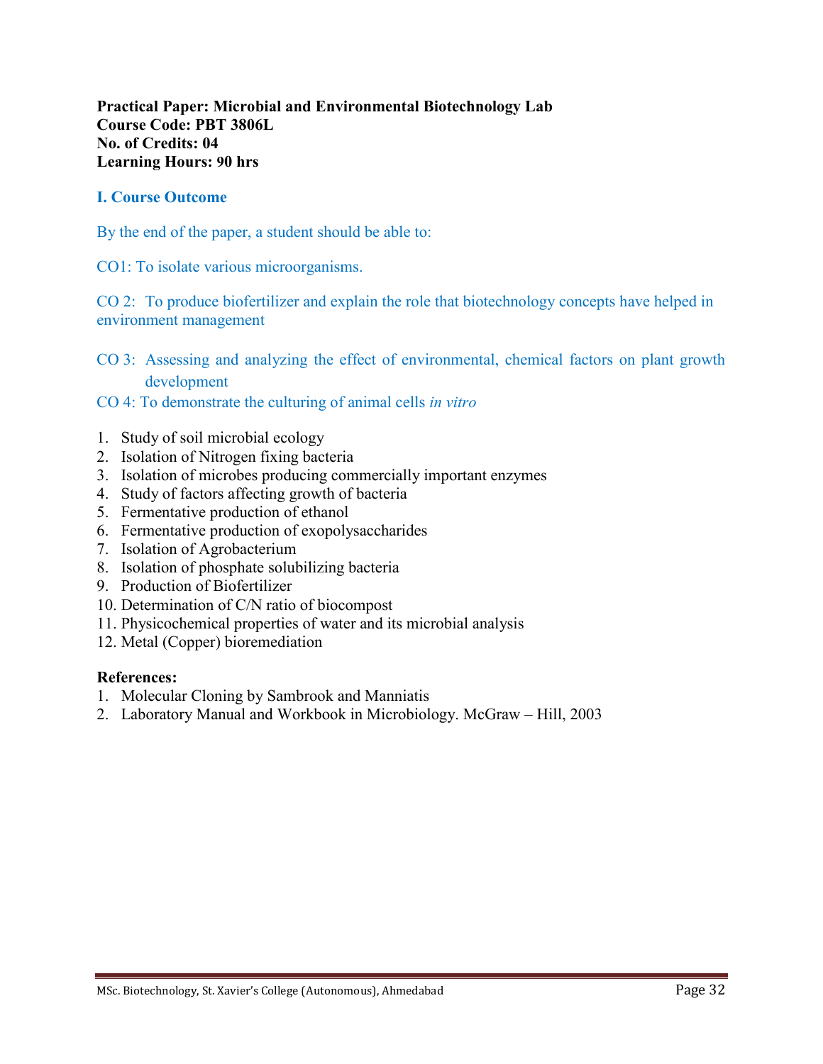**Practical Paper: Microbial and Environmental Biotechnology Lab**
**Course Code: PBT 3806L**
**No. of Credits: 04**
**Learning Hours: 90 hrs**

### I. Course Outcome

By the end of the paper, a student should be able to:

CO1: To isolate various microorganisms.

CO 2: To produce biofertilizer and explain the role that biotechnology concepts have helped in environment management

CO 3: Assessing and analyzing the effect of environmental, chemical factors on plant growth development

CO 4: To demonstrate the culturing of animal cells *in vitro*

1. Study of soil microbial ecology
2. Isolation of Nitrogen fixing bacteria
3. Isolation of microbes producing commercially important enzymes
4. Study of factors affecting growth of bacteria
5. Fermentative production of ethanol
6. Fermentative production of exopolysaccharides
7. Isolation of Agrobacterium
8. Isolation of phosphate solubilizing bacteria
9. Production of Biofertilizer
10. Determination of C/N ratio of biocompost
11. Physicochemical properties of water and its microbial analysis
12. Metal (Copper) bioremediation

**References:**

1. Molecular Cloning by Sambrook and Manniatis
2. Laboratory Manual and Workbook in Microbiology. McGraw – Hill, 2003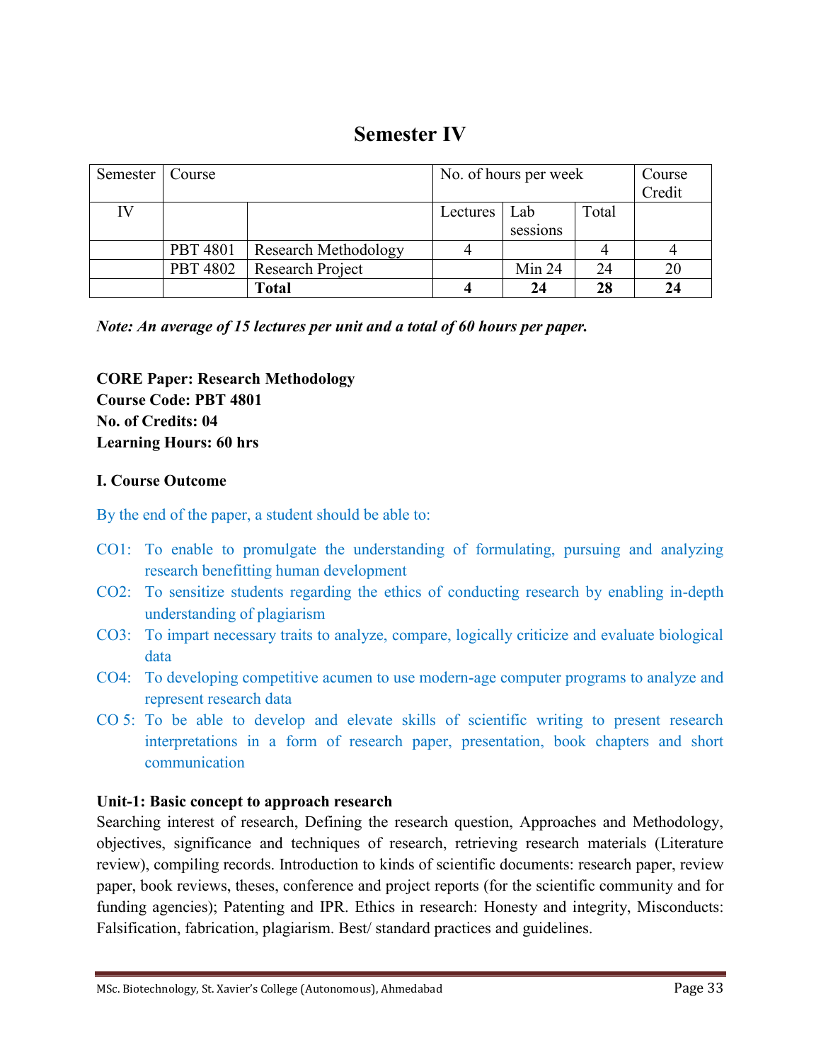# Semester IV

| Semester | Course | | No. of hours per week | | | Course Credit |
|---|---|---|---|---|---|---|
| IV | | | Lectures | Lab sessions | Total | |
| | PBT 4801 | Research Methodology | 4 | | 4 | 4 |
| | PBT 4802 | Research Project | | Min 24 | 24 | 20 |
| | | **Total** | **4** | **24** | **28** | **24** |

***Note: An average of 15 lectures per unit and a total of 60 hours per paper.***

**CORE Paper: Research Methodology**
**Course Code: PBT 4801**
**No. of Credits: 04**
**Learning Hours: 60 hrs**

**I. Course Outcome**

By the end of the paper, a student should be able to:

- CO1: To enable to promulgate the understanding of formulating, pursuing and analyzing research benefitting human development
- CO2: To sensitize students regarding the ethics of conducting research by enabling in-depth understanding of plagiarism
- CO3: To impart necessary traits to analyze, compare, logically criticize and evaluate biological data
- CO4: To developing competitive acumen to use modern-age computer programs to analyze and represent research data
- CO 5: To be able to develop and elevate skills of scientific writing to present research interpretations in a form of research paper, presentation, book chapters and short communication

**Unit-1: Basic concept to approach research**

Searching interest of research, Defining the research question, Approaches and Methodology, objectives, significance and techniques of research, retrieving research materials (Literature review), compiling records. Introduction to kinds of scientific documents: research paper, review paper, book reviews, theses, conference and project reports (for the scientific community and for funding agencies); Patenting and IPR. Ethics in research: Honesty and integrity, Misconducts: Falsification, fabrication, plagiarism. Best/ standard practices and guidelines.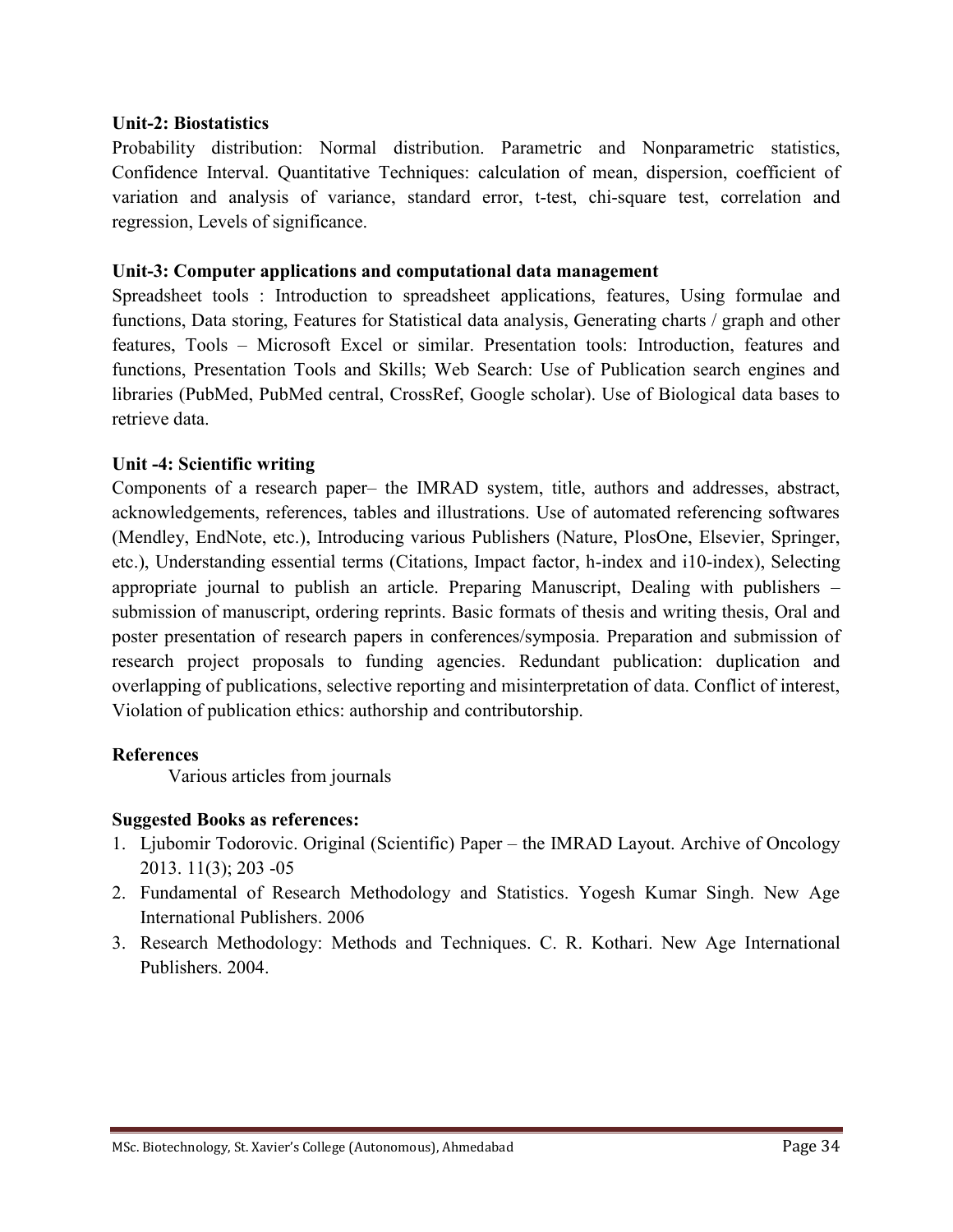**Unit-2: Biostatistics**

Probability distribution: Normal distribution. Parametric and Nonparametric statistics, Confidence Interval. Quantitative Techniques: calculation of mean, dispersion, coefficient of variation and analysis of variance, standard error, t-test, chi-square test, correlation and regression, Levels of significance.

**Unit-3: Computer applications and computational data management**

Spreadsheet tools : Introduction to spreadsheet applications, features, Using formulae and functions, Data storing, Features for Statistical data analysis, Generating charts / graph and other features, Tools – Microsoft Excel or similar. Presentation tools: Introduction, features and functions, Presentation Tools and Skills; Web Search: Use of Publication search engines and libraries (PubMed, PubMed central, CrossRef, Google scholar). Use of Biological data bases to retrieve data.

**Unit -4: Scientific writing**

Components of a research paper– the IMRAD system, title, authors and addresses, abstract, acknowledgements, references, tables and illustrations. Use of automated referencing softwares (Mendley, EndNote, etc.), Introducing various Publishers (Nature, PlosOne, Elsevier, Springer, etc.), Understanding essential terms (Citations, Impact factor, h-index and i10-index), Selecting appropriate journal to publish an article. Preparing Manuscript, Dealing with publishers – submission of manuscript, ordering reprints. Basic formats of thesis and writing thesis, Oral and poster presentation of research papers in conferences/symposia. Preparation and submission of research project proposals to funding agencies. Redundant publication: duplication and overlapping of publications, selective reporting and misinterpretation of data. Conflict of interest, Violation of publication ethics: authorship and contributorship.

**References**

Various articles from journals

**Suggested Books as references:**

1. Ljubomir Todorovic. Original (Scientific) Paper – the IMRAD Layout. Archive of Oncology 2013. 11(3); 203 -05
2. Fundamental of Research Methodology and Statistics. Yogesh Kumar Singh. New Age International Publishers. 2006
3. Research Methodology: Methods and Techniques. C. R. Kothari. New Age International Publishers. 2004.